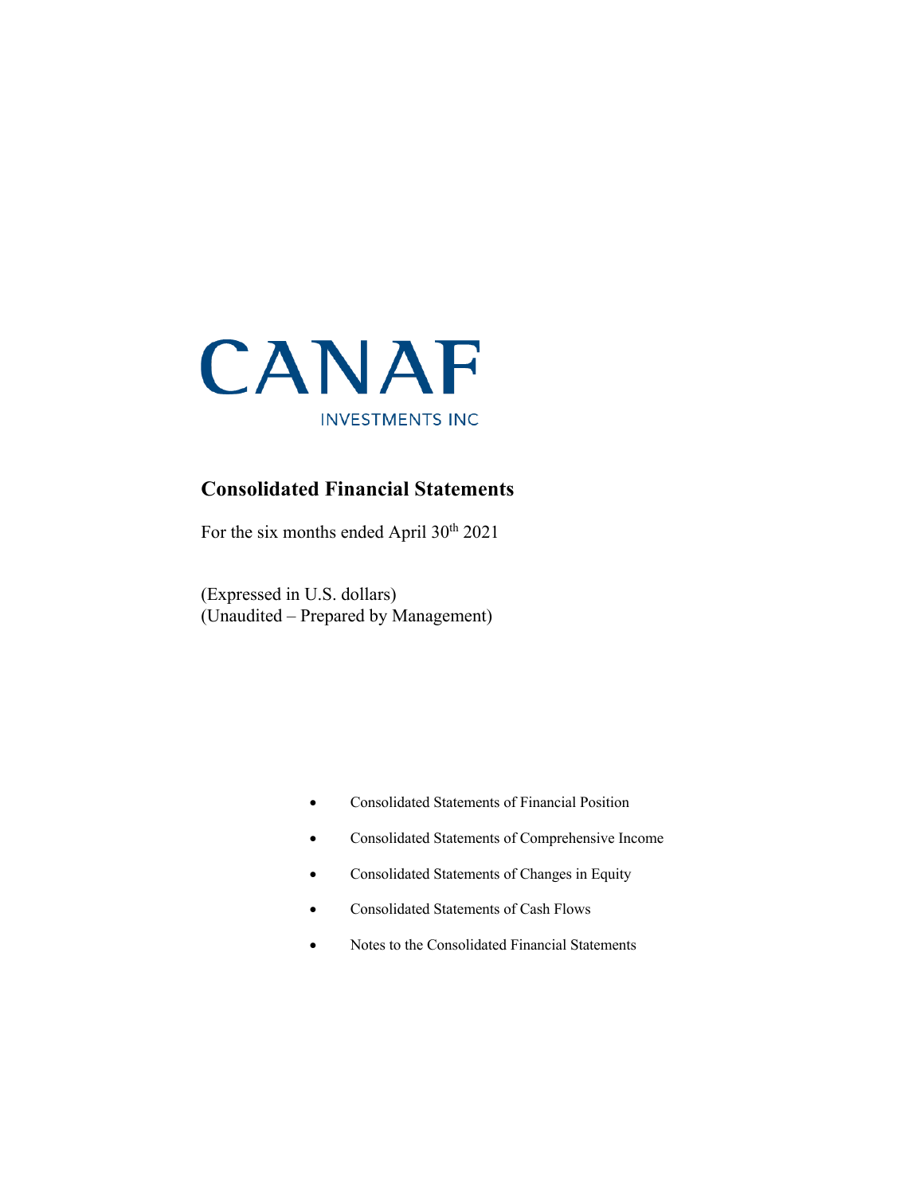# CANAF

INVESTMENTS INC

## Consolidated Financial Statements

For the six months ended April 30th 2021

(Expressed in U.S. dollars)
(Unaudited – Prepared by Management)

- Consolidated Statements of Financial Position
- Consolidated Statements of Comprehensive Income
- Consolidated Statements of Changes in Equity
- Consolidated Statements of Cash Flows
- Notes to the Consolidated Financial Statements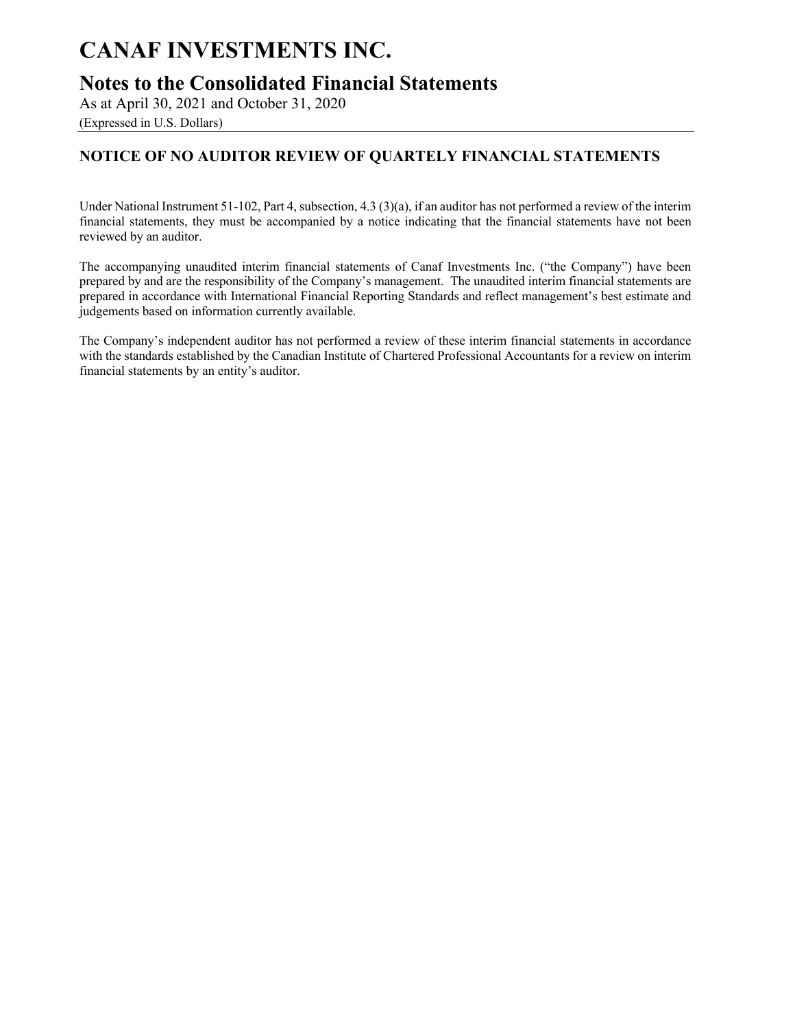# CANAF INVESTMENTS INC.

## Notes to the Consolidated Financial Statements

As at April 30, 2021 and October 31, 2020

(Expressed in U.S. Dollars)

### NOTICE OF NO AUDITOR REVIEW OF QUARTELY FINANCIAL STATEMENTS

Under National Instrument 51-102, Part 4, subsection, 4.3 (3)(a), if an auditor has not performed a review of the interim financial statements, they must be accompanied by a notice indicating that the financial statements have not been reviewed by an auditor.

The accompanying unaudited interim financial statements of Canaf Investments Inc. ("the Company") have been prepared by and are the responsibility of the Company's management. The unaudited interim financial statements are prepared in accordance with International Financial Reporting Standards and reflect management's best estimate and judgements based on information currently available.

The Company's independent auditor has not performed a review of these interim financial statements in accordance with the standards established by the Canadian Institute of Chartered Professional Accountants for a review on interim financial statements by an entity's auditor.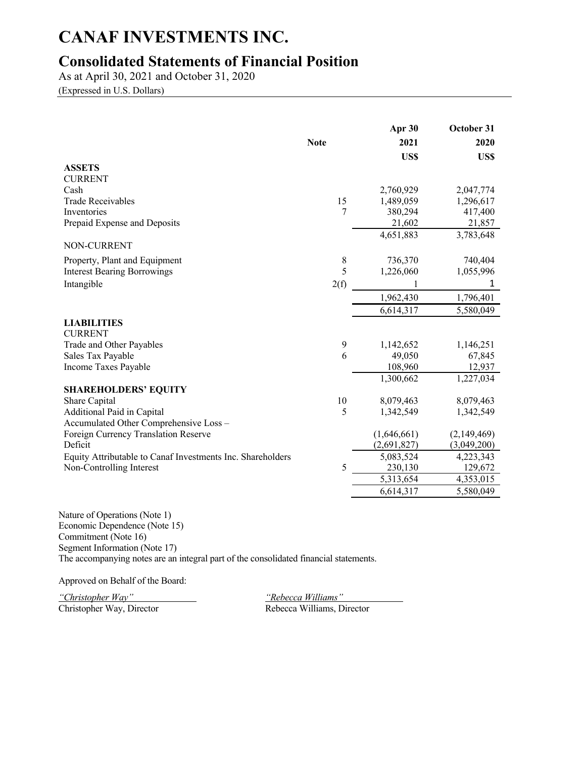# CANAF INVESTMENTS INC.

## Consolidated Statements of Financial Position

As at April 30, 2021 and October 31, 2020

(Expressed in U.S. Dollars)

| | Note | Apr 30 2021 US$ | October 31 2020 US$ |
|---|---|---|---|
| **ASSETS** | | | |
| CURRENT | | | |
| Cash | | 2,760,929 | 2,047,774 |
| Trade Receivables | 15 | 1,489,059 | 1,296,617 |
| Inventories | 7 | 380,294 | 417,400 |
| Prepaid Expense and Deposits | | 21,602 | 21,857 |
| | | 4,651,883 | 3,783,648 |
| NON-CURRENT | | | |
| Property, Plant and Equipment | 8 | 736,370 | 740,404 |
| Interest Bearing Borrowings | 5 | 1,226,060 | 1,055,996 |
| Intangible | 2(f) | 1 | 1 |
| | | 1,962,430 | 1,796,401 |
| | | 6,614,317 | 5,580,049 |
| **LIABILITIES** | | | |
| CURRENT | | | |
| Trade and Other Payables | 9 | 1,142,652 | 1,146,251 |
| Sales Tax Payable | 6 | 49,050 | 67,845 |
| Income Taxes Payable | | 108,960 | 12,937 |
| | | 1,300,662 | 1,227,034 |
| **SHAREHOLDERS' EQUITY** | | | |
| Share Capital | 10 | 8,079,463 | 8,079,463 |
| Additional Paid in Capital | 5 | 1,342,549 | 1,342,549 |
| Accumulated Other Comprehensive Loss – Foreign Currency Translation Reserve | | (1,646,661) | (2,149,469) |
| Deficit | | (2,691,827) | (3,049,200) |
| Equity Attributable to Canaf Investments Inc. Shareholders | | 5,083,524 | 4,223,343 |
| Non-Controlling Interest | 5 | 230,130 | 129,672 |
| | | 5,313,654 | 4,353,015 |
| | | 6,614,317 | 5,580,049 |

Nature of Operations (Note 1)
Economic Dependence (Note 15)
Commitment (Note 16)
Segment Information (Note 17)
The accompanying notes are an integral part of the consolidated financial statements.

Approved on Behalf of the Board:

*"Christopher Way"*
Christopher Way, Director

*"Rebecca Williams"*
Rebecca Williams, Director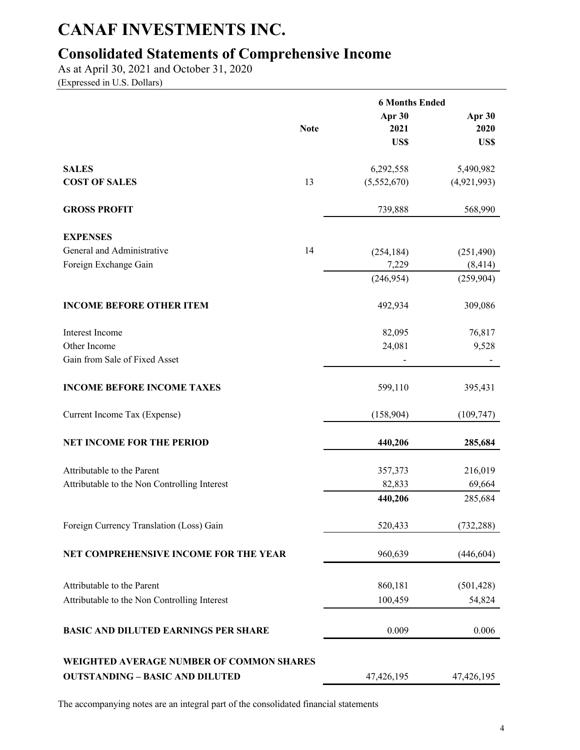# CANAF INVESTMENTS INC.

## Consolidated Statements of Comprehensive Income

As at April 30, 2021 and October 31, 2020
(Expressed in U.S. Dollars)

| | Note | 6 Months Ended | |
|---|---|---|---|
| | | **Apr 30 2021 US$** | **Apr 30 2020 US$** |
| **SALES** | | 6,292,558 | 5,490,982 |
| **COST OF SALES** | 13 | (5,552,670) | (4,921,993) |
| **GROSS PROFIT** | | 739,888 | 568,990 |
| **EXPENSES** | | | |
| General and Administrative | 14 | (254,184) | (251,490) |
| Foreign Exchange Gain | | 7,229 | (8,414) |
| | | (246,954) | (259,904) |
| **INCOME BEFORE OTHER ITEM** | | 492,934 | 309,086 |
| Interest Income | | 82,095 | 76,817 |
| Other Income | | 24,081 | 9,528 |
| Gain from Sale of Fixed Asset | | - | - |
| **INCOME BEFORE INCOME TAXES** | | 599,110 | 395,431 |
| Current Income Tax (Expense) | | (158,904) | (109,747) |
| **NET INCOME FOR THE PERIOD** | | **440,206** | **285,684** |
| Attributable to the Parent | | 357,373 | 216,019 |
| Attributable to the Non Controlling Interest | | 82,833 | 69,664 |
| | | **440,206** | 285,684 |
| Foreign Currency Translation (Loss) Gain | | 520,433 | (732,288) |
| **NET COMPREHENSIVE INCOME FOR THE YEAR** | | 960,639 | (446,604) |
| Attributable to the Parent | | 860,181 | (501,428) |
| Attributable to the Non Controlling Interest | | 100,459 | 54,824 |
| **BASIC AND DILUTED EARNINGS PER SHARE** | | 0.009 | 0.006 |
| **WEIGHTED AVERAGE NUMBER OF COMMON SHARES OUTSTANDING – BASIC AND DILUTED** | | 47,426,195 | 47,426,195 |

The accompanying notes are an integral part of the consolidated financial statements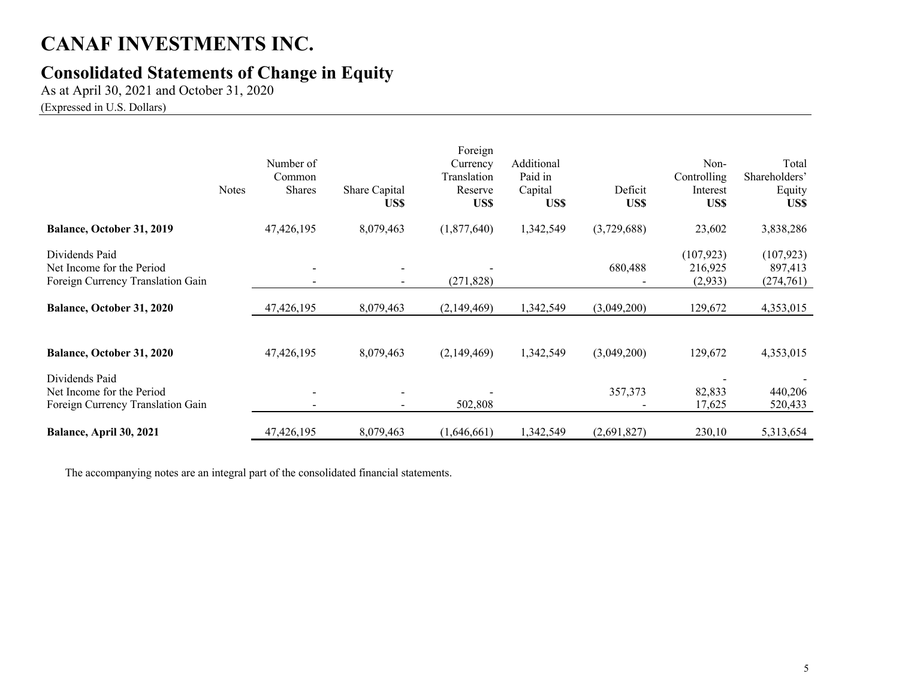# CANAF INVESTMENTS INC.

## Consolidated Statements of Change in Equity

As at April 30, 2021 and October 31, 2020

(Expressed in U.S. Dollars)

| | Notes | Number of Common Shares | Share Capital US$ | Foreign Currency Translation Reserve US$ | Additional Paid in Capital US$ | Deficit US$ | Non-Controlling Interest US$ | Total Shareholders' Equity US$ |
|---|---|---|---|---|---|---|---|---|
| **Balance, October 31, 2019** | | 47,426,195 | 8,079,463 | (1,877,640) | 1,342,549 | (3,729,688) | 23,602 | 3,838,286 |
| Dividends Paid | | | | | | | (107,923) | (107,923) |
| Net Income for the Period | | - | - | - | | 680,488 | 216,925 | 897,413 |
| Foreign Currency Translation Gain | | - | - | (271,828) | | - | (2,933) | (274,761) |
| **Balance, October 31, 2020** | | 47,426,195 | 8,079,463 | (2,149,469) | 1,342,549 | (3,049,200) | 129,672 | 4,353,015 |
| | | | | | | | | |
| **Balance, October 31, 2020** | | 47,426,195 | 8,079,463 | (2,149,469) | 1,342,549 | (3,049,200) | 129,672 | 4,353,015 |
| Dividends Paid | | | | | | | - | - |
| Net Income for the Period | | - | - | - | | 357,373 | 82,833 | 440,206 |
| Foreign Currency Translation Gain | | - | - | 502,808 | | - | 17,625 | 520,433 |
| **Balance, April 30, 2021** | | 47,426,195 | 8,079,463 | (1,646,661) | 1,342,549 | (2,691,827) | 230,10 | 5,313,654 |

The accompanying notes are an integral part of the consolidated financial statements.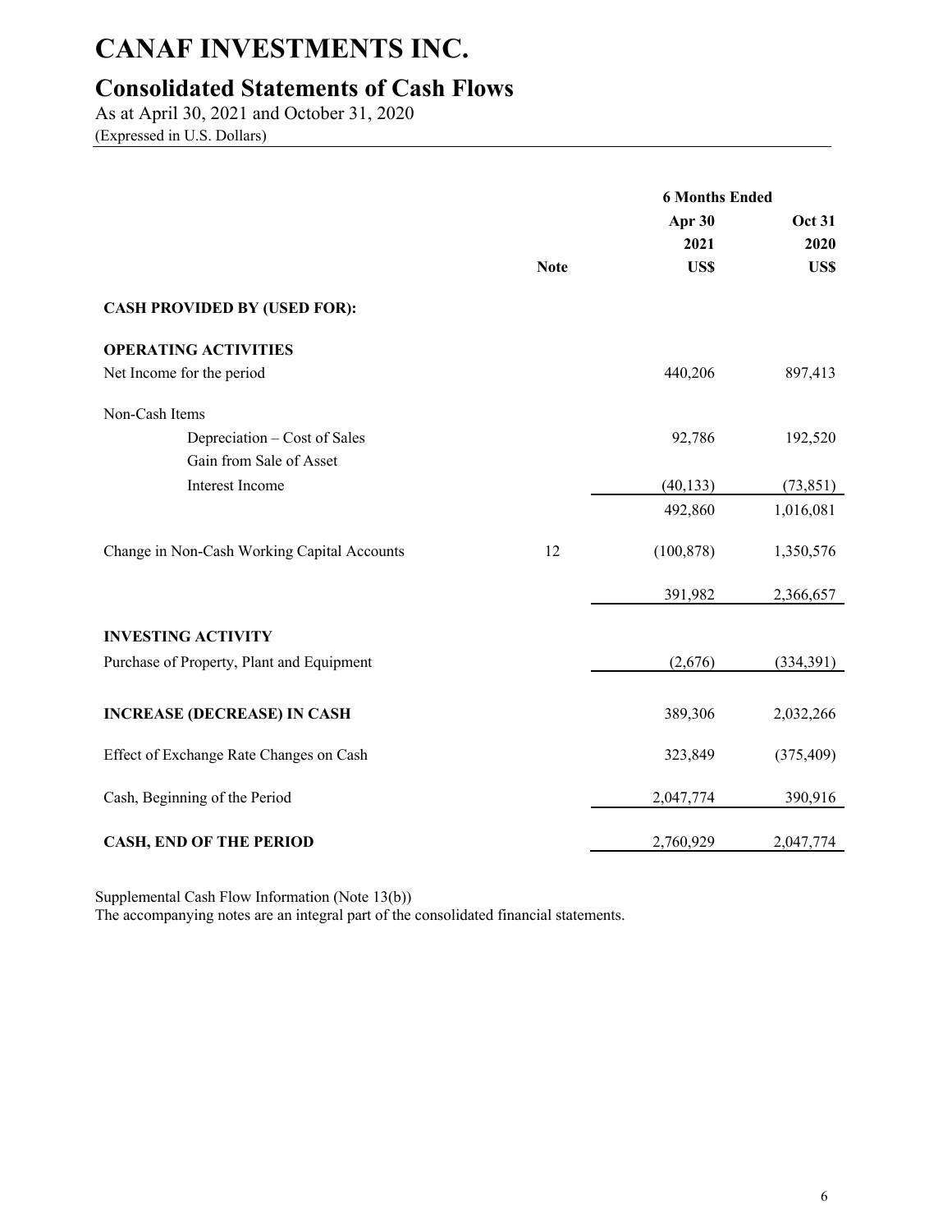# CANAF INVESTMENTS INC.

## Consolidated Statements of Cash Flows

As at April 30, 2021 and October 31, 2020
(Expressed in U.S. Dollars)

| | Note | 6 Months Ended Apr 30 2021 US$ | Oct 31 2020 US$ |
|---|---|---|---|
| **CASH PROVIDED BY (USED FOR):** | | | |
| **OPERATING ACTIVITIES** | | | |
| Net Income for the period | | 440,206 | 897,413 |
| Non-Cash Items | | | |
| Depreciation – Cost of Sales | | 92,786 | 192,520 |
| Gain from Sale of Asset | | | |
| Interest Income | | (40,133) | (73,851) |
| | | 492,860 | 1,016,081 |
| Change in Non-Cash Working Capital Accounts | 12 | (100,878) | 1,350,576 |
| | | 391,982 | 2,366,657 |
| **INVESTING ACTIVITY** | | | |
| Purchase of Property, Plant and Equipment | | (2,676) | (334,391) |
| **INCREASE (DECREASE) IN CASH** | | 389,306 | 2,032,266 |
| Effect of Exchange Rate Changes on Cash | | 323,849 | (375,409) |
| Cash, Beginning of the Period | | 2,047,774 | 390,916 |
| **CASH, END OF THE PERIOD** | | 2,760,929 | 2,047,774 |

Supplemental Cash Flow Information (Note 13(b))
The accompanying notes are an integral part of the consolidated financial statements.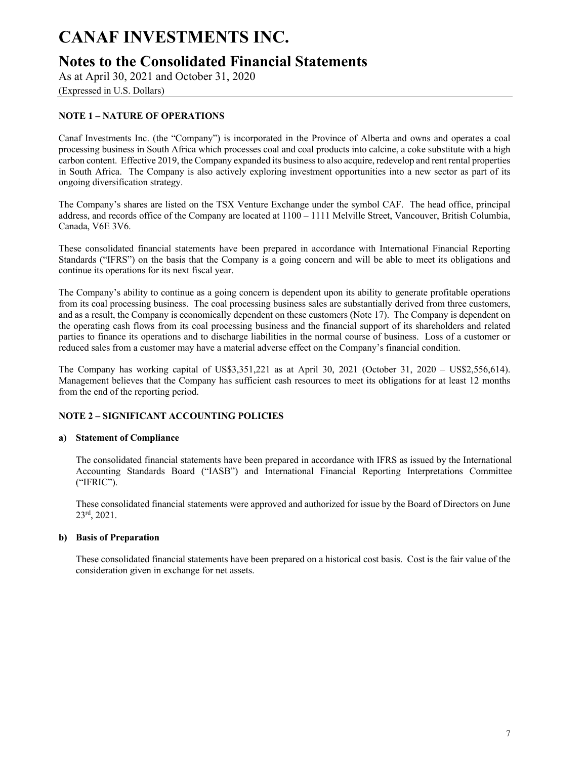# CANAF INVESTMENTS INC.

## Notes to the Consolidated Financial Statements

As at April 30, 2021 and October 31, 2020

(Expressed in U.S. Dollars)

### NOTE 1 – NATURE OF OPERATIONS

Canaf Investments Inc. (the "Company") is incorporated in the Province of Alberta and owns and operates a coal processing business in South Africa which processes coal and coal products into calcine, a coke substitute with a high carbon content. Effective 2019, the Company expanded its business to also acquire, redevelop and rent rental properties in South Africa. The Company is also actively exploring investment opportunities into a new sector as part of its ongoing diversification strategy.

The Company's shares are listed on the TSX Venture Exchange under the symbol CAF. The head office, principal address, and records office of the Company are located at 1100 – 1111 Melville Street, Vancouver, British Columbia, Canada, V6E 3V6.

These consolidated financial statements have been prepared in accordance with International Financial Reporting Standards ("IFRS") on the basis that the Company is a going concern and will be able to meet its obligations and continue its operations for its next fiscal year.

The Company's ability to continue as a going concern is dependent upon its ability to generate profitable operations from its coal processing business. The coal processing business sales are substantially derived from three customers, and as a result, the Company is economically dependent on these customers (Note 17). The Company is dependent on the operating cash flows from its coal processing business and the financial support of its shareholders and related parties to finance its operations and to discharge liabilities in the normal course of business. Loss of a customer or reduced sales from a customer may have a material adverse effect on the Company's financial condition.

The Company has working capital of US$3,351,221 as at April 30, 2021 (October 31, 2020 – US$2,556,614). Management believes that the Company has sufficient cash resources to meet its obligations for at least 12 months from the end of the reporting period.

### NOTE 2 – SIGNIFICANT ACCOUNTING POLICIES

**a) Statement of Compliance**

The consolidated financial statements have been prepared in accordance with IFRS as issued by the International Accounting Standards Board ("IASB") and International Financial Reporting Interpretations Committee ("IFRIC").

These consolidated financial statements were approved and authorized for issue by the Board of Directors on June 23rd, 2021.

**b) Basis of Preparation**

These consolidated financial statements have been prepared on a historical cost basis. Cost is the fair value of the consideration given in exchange for net assets.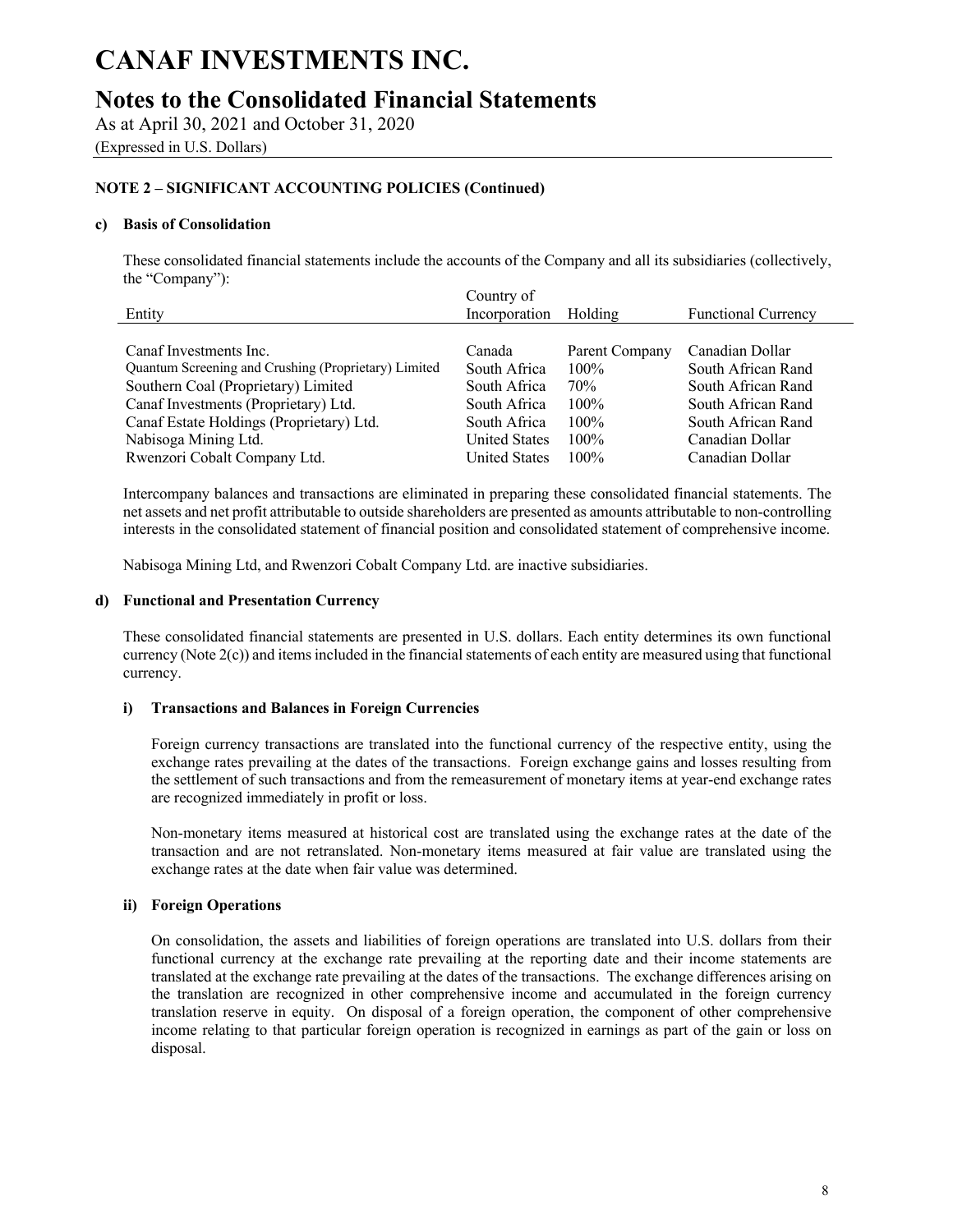# CANAF INVESTMENTS INC.

## Notes to the Consolidated Financial Statements

As at April 30, 2021 and October 31, 2020

(Expressed in U.S. Dollars)

### NOTE 2 – SIGNIFICANT ACCOUNTING POLICIES (Continued)

#### c) Basis of Consolidation

These consolidated financial statements include the accounts of the Company and all its subsidiaries (collectively, the "Company"):

| Entity | Country of Incorporation | Holding | Functional Currency |
|---|---|---|---|
| Canaf Investments Inc. | Canada | Parent Company | Canadian Dollar |
| Quantum Screening and Crushing (Proprietary) Limited | South Africa | 100% | South African Rand |
| Southern Coal (Proprietary) Limited | South Africa | 70% | South African Rand |
| Canaf Investments (Proprietary) Ltd. | South Africa | 100% | South African Rand |
| Canaf Estate Holdings (Proprietary) Ltd. | South Africa | 100% | South African Rand |
| Nabisoga Mining Ltd. | United States | 100% | Canadian Dollar |
| Rwenzori Cobalt Company Ltd. | United States | 100% | Canadian Dollar |

Intercompany balances and transactions are eliminated in preparing these consolidated financial statements. The net assets and net profit attributable to outside shareholders are presented as amounts attributable to non-controlling interests in the consolidated statement of financial position and consolidated statement of comprehensive income.

Nabisoga Mining Ltd, and Rwenzori Cobalt Company Ltd. are inactive subsidiaries.

#### d) Functional and Presentation Currency

These consolidated financial statements are presented in U.S. dollars. Each entity determines its own functional currency (Note 2(c)) and items included in the financial statements of each entity are measured using that functional currency.

##### i) Transactions and Balances in Foreign Currencies

Foreign currency transactions are translated into the functional currency of the respective entity, using the exchange rates prevailing at the dates of the transactions. Foreign exchange gains and losses resulting from the settlement of such transactions and from the remeasurement of monetary items at year-end exchange rates are recognized immediately in profit or loss.

Non-monetary items measured at historical cost are translated using the exchange rates at the date of the transaction and are not retranslated. Non-monetary items measured at fair value are translated using the exchange rates at the date when fair value was determined.

##### ii) Foreign Operations

On consolidation, the assets and liabilities of foreign operations are translated into U.S. dollars from their functional currency at the exchange rate prevailing at the reporting date and their income statements are translated at the exchange rate prevailing at the dates of the transactions. The exchange differences arising on the translation are recognized in other comprehensive income and accumulated in the foreign currency translation reserve in equity. On disposal of a foreign operation, the component of other comprehensive income relating to that particular foreign operation is recognized in earnings as part of the gain or loss on disposal.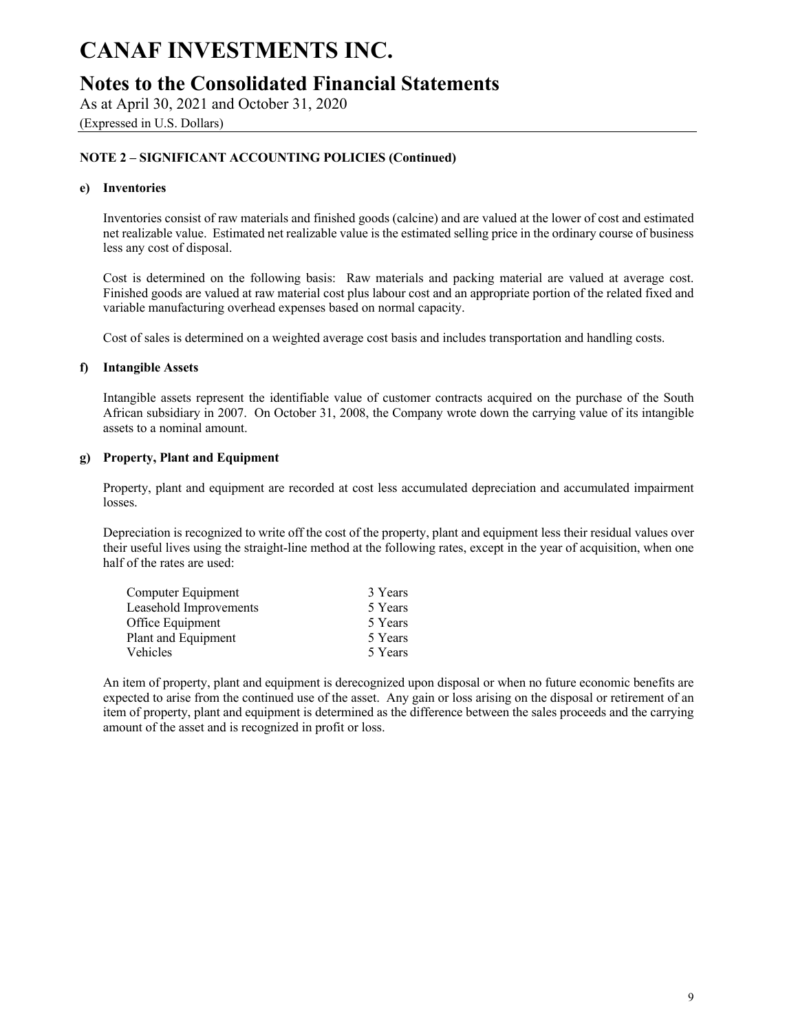# CANAF INVESTMENTS INC.

## Notes to the Consolidated Financial Statements

As at April 30, 2021 and October 31, 2020

(Expressed in U.S. Dollars)

**NOTE 2 – SIGNIFICANT ACCOUNTING POLICIES (Continued)**

**e) Inventories**

Inventories consist of raw materials and finished goods (calcine) and are valued at the lower of cost and estimated net realizable value. Estimated net realizable value is the estimated selling price in the ordinary course of business less any cost of disposal.

Cost is determined on the following basis: Raw materials and packing material are valued at average cost. Finished goods are valued at raw material cost plus labour cost and an appropriate portion of the related fixed and variable manufacturing overhead expenses based on normal capacity.

Cost of sales is determined on a weighted average cost basis and includes transportation and handling costs.

**f) Intangible Assets**

Intangible assets represent the identifiable value of customer contracts acquired on the purchase of the South African subsidiary in 2007. On October 31, 2008, the Company wrote down the carrying value of its intangible assets to a nominal amount.

**g) Property, Plant and Equipment**

Property, plant and equipment are recorded at cost less accumulated depreciation and accumulated impairment losses.

Depreciation is recognized to write off the cost of the property, plant and equipment less their residual values over their useful lives using the straight-line method at the following rates, except in the year of acquisition, when one half of the rates are used:

| | |
|---|---|
| Computer Equipment | 3 Years |
| Leasehold Improvements | 5 Years |
| Office Equipment | 5 Years |
| Plant and Equipment | 5 Years |
| Vehicles | 5 Years |

An item of property, plant and equipment is derecognized upon disposal or when no future economic benefits are expected to arise from the continued use of the asset. Any gain or loss arising on the disposal or retirement of an item of property, plant and equipment is determined as the difference between the sales proceeds and the carrying amount of the asset and is recognized in profit or loss.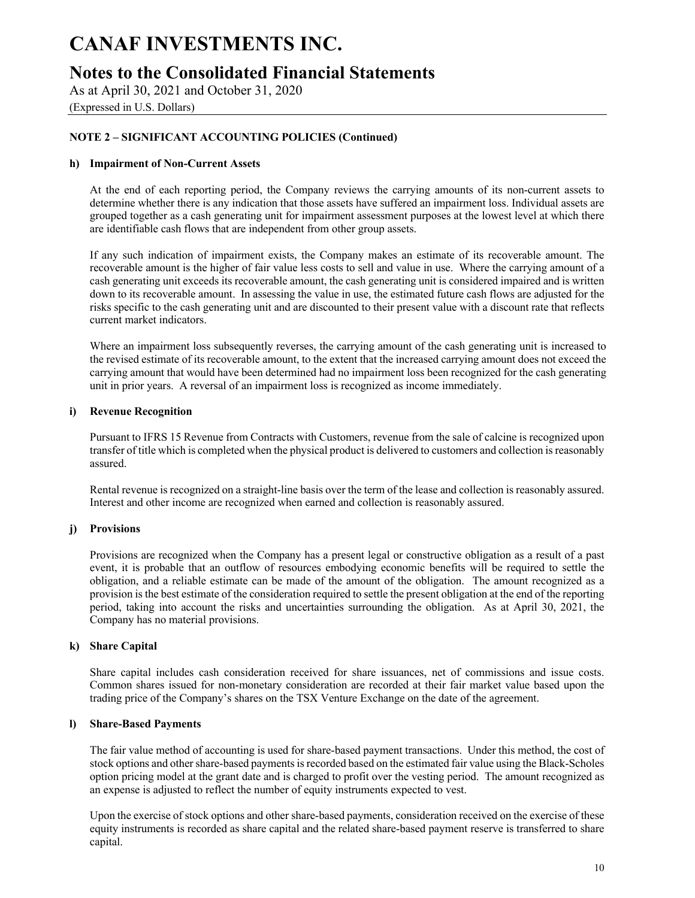# CANAF INVESTMENTS INC.

## Notes to the Consolidated Financial Statements

As at April 30, 2021 and October 31, 2020

(Expressed in U.S. Dollars)

### NOTE 2 – SIGNIFICANT ACCOUNTING POLICIES (Continued)

**h) Impairment of Non-Current Assets**

At the end of each reporting period, the Company reviews the carrying amounts of its non-current assets to determine whether there is any indication that those assets have suffered an impairment loss. Individual assets are grouped together as a cash generating unit for impairment assessment purposes at the lowest level at which there are identifiable cash flows that are independent from other group assets.

If any such indication of impairment exists, the Company makes an estimate of its recoverable amount. The recoverable amount is the higher of fair value less costs to sell and value in use. Where the carrying amount of a cash generating unit exceeds its recoverable amount, the cash generating unit is considered impaired and is written down to its recoverable amount. In assessing the value in use, the estimated future cash flows are adjusted for the risks specific to the cash generating unit and are discounted to their present value with a discount rate that reflects current market indicators.

Where an impairment loss subsequently reverses, the carrying amount of the cash generating unit is increased to the revised estimate of its recoverable amount, to the extent that the increased carrying amount does not exceed the carrying amount that would have been determined had no impairment loss been recognized for the cash generating unit in prior years. A reversal of an impairment loss is recognized as income immediately.

**i) Revenue Recognition**

Pursuant to IFRS 15 Revenue from Contracts with Customers, revenue from the sale of calcine is recognized upon transfer of title which is completed when the physical product is delivered to customers and collection is reasonably assured.

Rental revenue is recognized on a straight-line basis over the term of the lease and collection is reasonably assured. Interest and other income are recognized when earned and collection is reasonably assured.

**j) Provisions**

Provisions are recognized when the Company has a present legal or constructive obligation as a result of a past event, it is probable that an outflow of resources embodying economic benefits will be required to settle the obligation, and a reliable estimate can be made of the amount of the obligation. The amount recognized as a provision is the best estimate of the consideration required to settle the present obligation at the end of the reporting period, taking into account the risks and uncertainties surrounding the obligation. As at April 30, 2021, the Company has no material provisions.

**k) Share Capital**

Share capital includes cash consideration received for share issuances, net of commissions and issue costs. Common shares issued for non-monetary consideration are recorded at their fair market value based upon the trading price of the Company's shares on the TSX Venture Exchange on the date of the agreement.

**l) Share-Based Payments**

The fair value method of accounting is used for share-based payment transactions. Under this method, the cost of stock options and other share-based payments is recorded based on the estimated fair value using the Black-Scholes option pricing model at the grant date and is charged to profit over the vesting period. The amount recognized as an expense is adjusted to reflect the number of equity instruments expected to vest.

Upon the exercise of stock options and other share-based payments, consideration received on the exercise of these equity instruments is recorded as share capital and the related share-based payment reserve is transferred to share capital.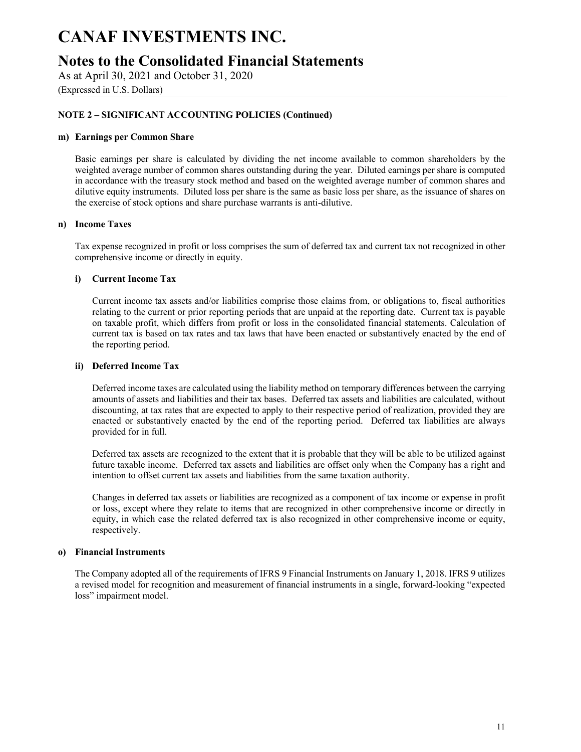**NOTE 2 – SIGNIFICANT ACCOUNTING POLICIES (Continued)**

**m) Earnings per Common Share**

Basic earnings per share is calculated by dividing the net income available to common shareholders by the weighted average number of common shares outstanding during the year. Diluted earnings per share is computed in accordance with the treasury stock method and based on the weighted average number of common shares and dilutive equity instruments. Diluted loss per share is the same as basic loss per share, as the issuance of shares on the exercise of stock options and share purchase warrants is anti-dilutive.

**n) Income Taxes**

Tax expense recognized in profit or loss comprises the sum of deferred tax and current tax not recognized in other comprehensive income or directly in equity.

**i) Current Income Tax**

Current income tax assets and/or liabilities comprise those claims from, or obligations to, fiscal authorities relating to the current or prior reporting periods that are unpaid at the reporting date. Current tax is payable on taxable profit, which differs from profit or loss in the consolidated financial statements. Calculation of current tax is based on tax rates and tax laws that have been enacted or substantively enacted by the end of the reporting period.

**ii) Deferred Income Tax**

Deferred income taxes are calculated using the liability method on temporary differences between the carrying amounts of assets and liabilities and their tax bases. Deferred tax assets and liabilities are calculated, without discounting, at tax rates that are expected to apply to their respective period of realization, provided they are enacted or substantively enacted by the end of the reporting period. Deferred tax liabilities are always provided for in full.

Deferred tax assets are recognized to the extent that it is probable that they will be able to be utilized against future taxable income. Deferred tax assets and liabilities are offset only when the Company has a right and intention to offset current tax assets and liabilities from the same taxation authority.

Changes in deferred tax assets or liabilities are recognized as a component of tax income or expense in profit or loss, except where they relate to items that are recognized in other comprehensive income or directly in equity, in which case the related deferred tax is also recognized in other comprehensive income or equity, respectively.

**o) Financial Instruments**

The Company adopted all of the requirements of IFRS 9 Financial Instruments on January 1, 2018. IFRS 9 utilizes a revised model for recognition and measurement of financial instruments in a single, forward-looking "expected loss" impairment model.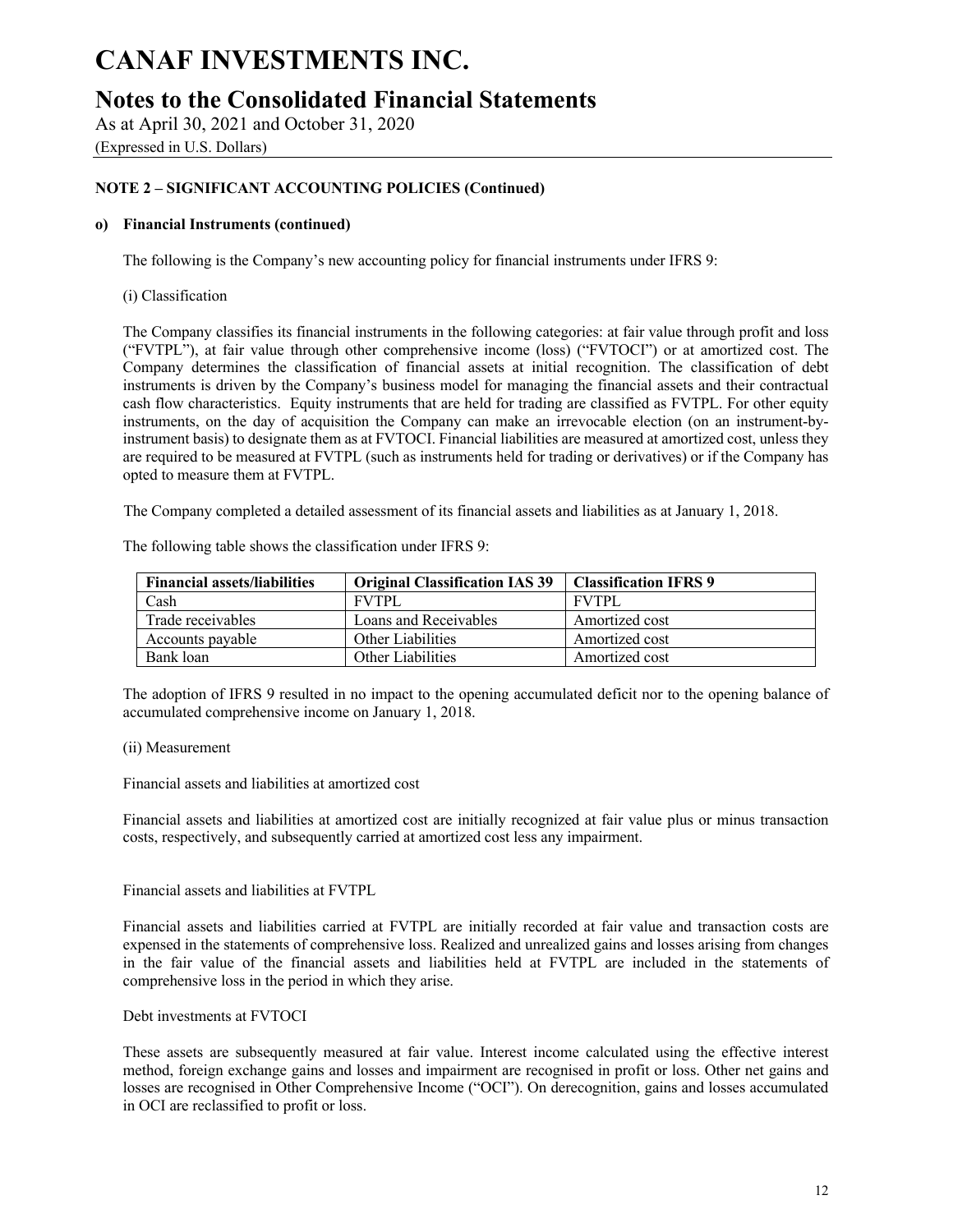# CANAF INVESTMENTS INC.

## Notes to the Consolidated Financial Statements

As at April 30, 2021 and October 31, 2020

(Expressed in U.S. Dollars)

### NOTE 2 – SIGNIFICANT ACCOUNTING POLICIES (Continued)

#### o) Financial Instruments (continued)

The following is the Company's new accounting policy for financial instruments under IFRS 9:

(i) Classification

The Company classifies its financial instruments in the following categories: at fair value through profit and loss ("FVTPL"), at fair value through other comprehensive income (loss) ("FVTOCI") or at amortized cost. The Company determines the classification of financial assets at initial recognition. The classification of debt instruments is driven by the Company's business model for managing the financial assets and their contractual cash flow characteristics. Equity instruments that are held for trading are classified as FVTPL. For other equity instruments, on the day of acquisition the Company can make an irrevocable election (on an instrument-by-instrument basis) to designate them as at FVTOCI. Financial liabilities are measured at amortized cost, unless they are required to be measured at FVTPL (such as instruments held for trading or derivatives) or if the Company has opted to measure them at FVTPL.

The Company completed a detailed assessment of its financial assets and liabilities as at January 1, 2018.

The following table shows the classification under IFRS 9:

| Financial assets/liabilities | Original Classification IAS 39 | Classification IFRS 9 |
|---|---|---|
| Cash | FVTPL | FVTPL |
| Trade receivables | Loans and Receivables | Amortized cost |
| Accounts payable | Other Liabilities | Amortized cost |
| Bank loan | Other Liabilities | Amortized cost |

The adoption of IFRS 9 resulted in no impact to the opening accumulated deficit nor to the opening balance of accumulated comprehensive income on January 1, 2018.

(ii) Measurement

Financial assets and liabilities at amortized cost

Financial assets and liabilities at amortized cost are initially recognized at fair value plus or minus transaction costs, respectively, and subsequently carried at amortized cost less any impairment.

Financial assets and liabilities at FVTPL

Financial assets and liabilities carried at FVTPL are initially recorded at fair value and transaction costs are expensed in the statements of comprehensive loss. Realized and unrealized gains and losses arising from changes in the fair value of the financial assets and liabilities held at FVTPL are included in the statements of comprehensive loss in the period in which they arise.

Debt investments at FVTOCI

These assets are subsequently measured at fair value. Interest income calculated using the effective interest method, foreign exchange gains and losses and impairment are recognised in profit or loss. Other net gains and losses are recognised in Other Comprehensive Income ("OCI"). On derecognition, gains and losses accumulated in OCI are reclassified to profit or loss.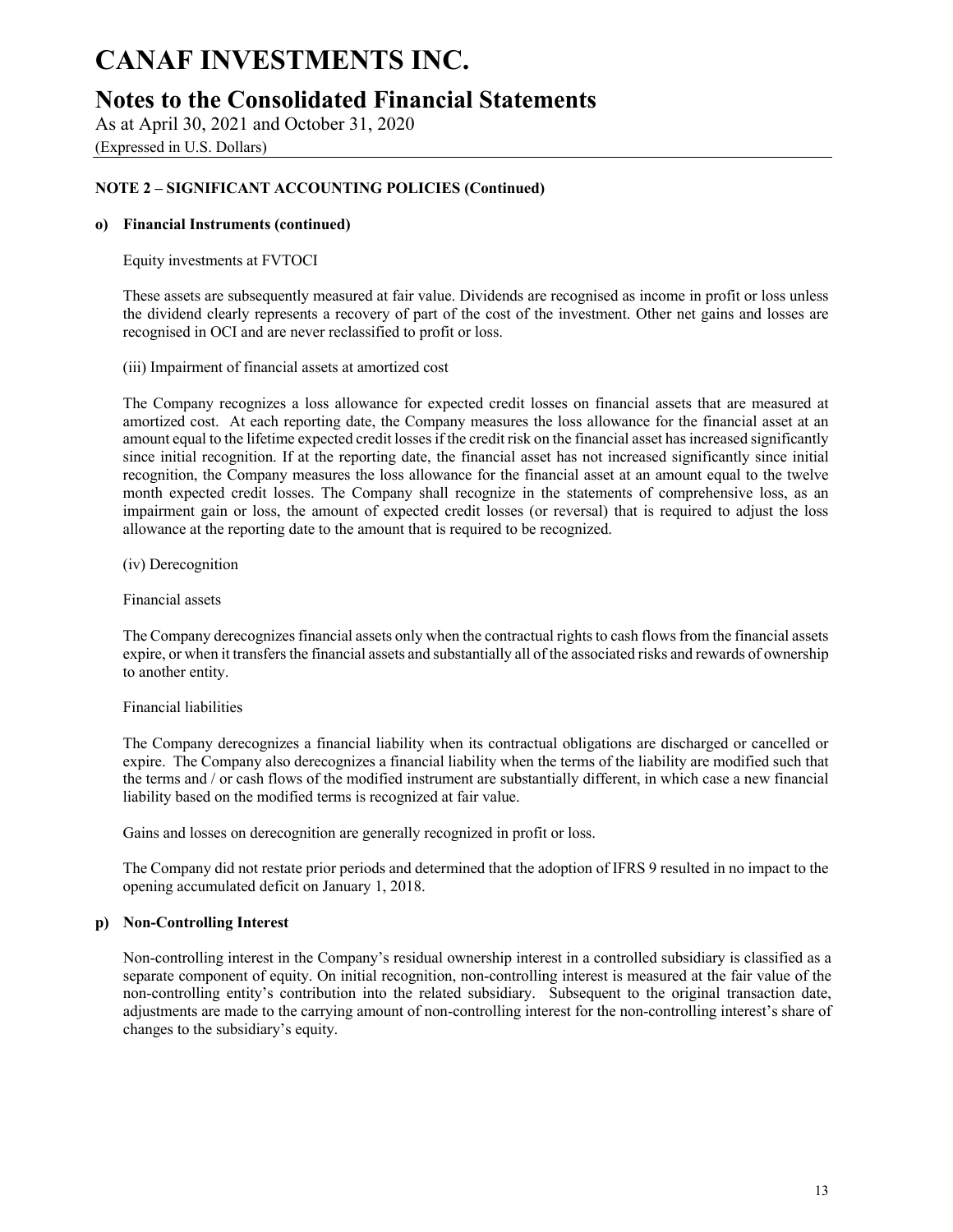# CANAF INVESTMENTS INC.

## Notes to the Consolidated Financial Statements

As at April 30, 2021 and October 31, 2020

(Expressed in U.S. Dollars)

**NOTE 2 – SIGNIFICANT ACCOUNTING POLICIES (Continued)**

**o) Financial Instruments (continued)**

Equity investments at FVTOCI

These assets are subsequently measured at fair value. Dividends are recognised as income in profit or loss unless the dividend clearly represents a recovery of part of the cost of the investment. Other net gains and losses are recognised in OCI and are never reclassified to profit or loss.

(iii) Impairment of financial assets at amortized cost

The Company recognizes a loss allowance for expected credit losses on financial assets that are measured at amortized cost. At each reporting date, the Company measures the loss allowance for the financial asset at an amount equal to the lifetime expected credit losses if the credit risk on the financial asset has increased significantly since initial recognition. If at the reporting date, the financial asset has not increased significantly since initial recognition, the Company measures the loss allowance for the financial asset at an amount equal to the twelve month expected credit losses. The Company shall recognize in the statements of comprehensive loss, as an impairment gain or loss, the amount of expected credit losses (or reversal) that is required to adjust the loss allowance at the reporting date to the amount that is required to be recognized.

(iv) Derecognition

Financial assets

The Company derecognizes financial assets only when the contractual rights to cash flows from the financial assets expire, or when it transfers the financial assets and substantially all of the associated risks and rewards of ownership to another entity.

Financial liabilities

The Company derecognizes a financial liability when its contractual obligations are discharged or cancelled or expire. The Company also derecognizes a financial liability when the terms of the liability are modified such that the terms and / or cash flows of the modified instrument are substantially different, in which case a new financial liability based on the modified terms is recognized at fair value.

Gains and losses on derecognition are generally recognized in profit or loss.

The Company did not restate prior periods and determined that the adoption of IFRS 9 resulted in no impact to the opening accumulated deficit on January 1, 2018.

**p) Non-Controlling Interest**

Non-controlling interest in the Company's residual ownership interest in a controlled subsidiary is classified as a separate component of equity. On initial recognition, non-controlling interest is measured at the fair value of the non-controlling entity's contribution into the related subsidiary. Subsequent to the original transaction date, adjustments are made to the carrying amount of non-controlling interest for the non-controlling interest's share of changes to the subsidiary's equity.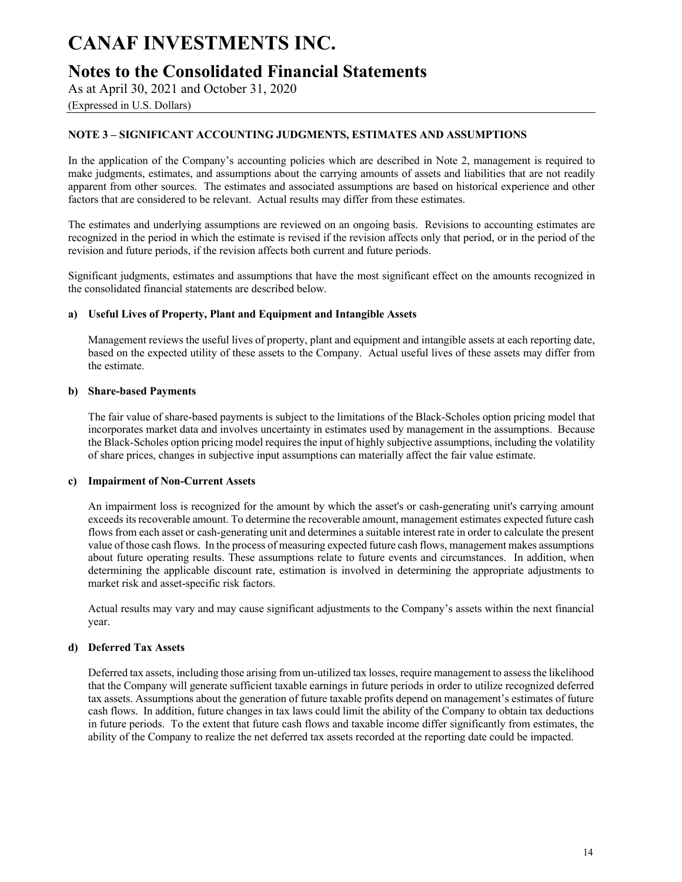### NOTE 3 – SIGNIFICANT ACCOUNTING JUDGMENTS, ESTIMATES AND ASSUMPTIONS

In the application of the Company's accounting policies which are described in Note 2, management is required to make judgments, estimates, and assumptions about the carrying amounts of assets and liabilities that are not readily apparent from other sources. The estimates and associated assumptions are based on historical experience and other factors that are considered to be relevant. Actual results may differ from these estimates.

The estimates and underlying assumptions are reviewed on an ongoing basis. Revisions to accounting estimates are recognized in the period in which the estimate is revised if the revision affects only that period, or in the period of the revision and future periods, if the revision affects both current and future periods.

Significant judgments, estimates and assumptions that have the most significant effect on the amounts recognized in the consolidated financial statements are described below.

#### a) Useful Lives of Property, Plant and Equipment and Intangible Assets

Management reviews the useful lives of property, plant and equipment and intangible assets at each reporting date, based on the expected utility of these assets to the Company. Actual useful lives of these assets may differ from the estimate.

#### b) Share-based Payments

The fair value of share-based payments is subject to the limitations of the Black-Scholes option pricing model that incorporates market data and involves uncertainty in estimates used by management in the assumptions. Because the Black-Scholes option pricing model requires the input of highly subjective assumptions, including the volatility of share prices, changes in subjective input assumptions can materially affect the fair value estimate.

#### c) Impairment of Non-Current Assets

An impairment loss is recognized for the amount by which the asset's or cash-generating unit's carrying amount exceeds its recoverable amount. To determine the recoverable amount, management estimates expected future cash flows from each asset or cash-generating unit and determines a suitable interest rate in order to calculate the present value of those cash flows. In the process of measuring expected future cash flows, management makes assumptions about future operating results. These assumptions relate to future events and circumstances. In addition, when determining the applicable discount rate, estimation is involved in determining the appropriate adjustments to market risk and asset-specific risk factors.

Actual results may vary and may cause significant adjustments to the Company's assets within the next financial year.

#### d) Deferred Tax Assets

Deferred tax assets, including those arising from un-utilized tax losses, require management to assess the likelihood that the Company will generate sufficient taxable earnings in future periods in order to utilize recognized deferred tax assets. Assumptions about the generation of future taxable profits depend on management's estimates of future cash flows. In addition, future changes in tax laws could limit the ability of the Company to obtain tax deductions in future periods. To the extent that future cash flows and taxable income differ significantly from estimates, the ability of the Company to realize the net deferred tax assets recorded at the reporting date could be impacted.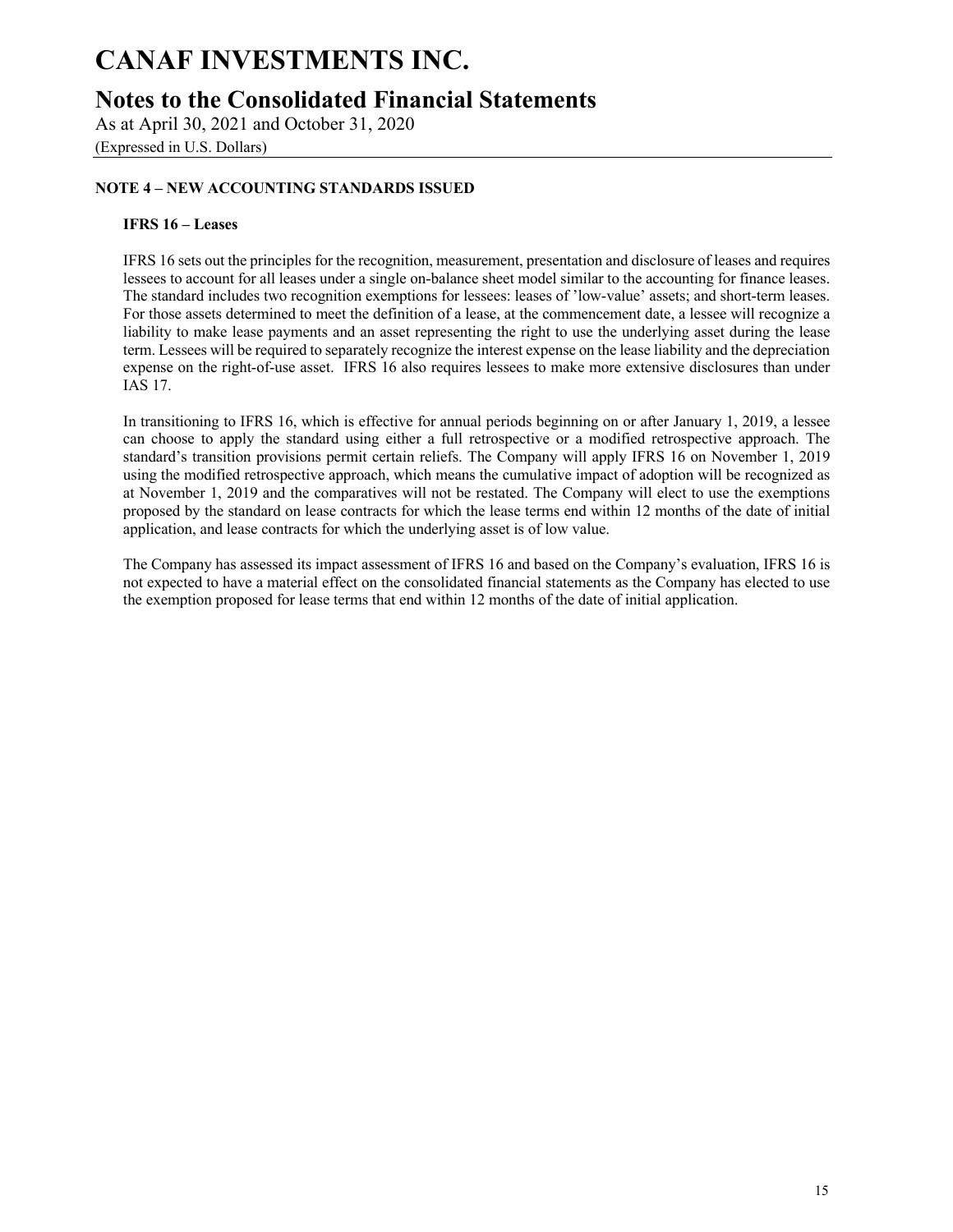# CANAF INVESTMENTS INC.

## Notes to the Consolidated Financial Statements

As at April 30, 2021 and October 31, 2020

(Expressed in U.S. Dollars)

### NOTE 4 – NEW ACCOUNTING STANDARDS ISSUED

**IFRS 16 – Leases**

IFRS 16 sets out the principles for the recognition, measurement, presentation and disclosure of leases and requires lessees to account for all leases under a single on-balance sheet model similar to the accounting for finance leases. The standard includes two recognition exemptions for lessees: leases of 'low-value' assets; and short-term leases. For those assets determined to meet the definition of a lease, at the commencement date, a lessee will recognize a liability to make lease payments and an asset representing the right to use the underlying asset during the lease term. Lessees will be required to separately recognize the interest expense on the lease liability and the depreciation expense on the right-of-use asset. IFRS 16 also requires lessees to make more extensive disclosures than under IAS 17.

In transitioning to IFRS 16, which is effective for annual periods beginning on or after January 1, 2019, a lessee can choose to apply the standard using either a full retrospective or a modified retrospective approach. The standard's transition provisions permit certain reliefs. The Company will apply IFRS 16 on November 1, 2019 using the modified retrospective approach, which means the cumulative impact of adoption will be recognized as at November 1, 2019 and the comparatives will not be restated. The Company will elect to use the exemptions proposed by the standard on lease contracts for which the lease terms end within 12 months of the date of initial application, and lease contracts for which the underlying asset is of low value.

The Company has assessed its impact assessment of IFRS 16 and based on the Company's evaluation, IFRS 16 is not expected to have a material effect on the consolidated financial statements as the Company has elected to use the exemption proposed for lease terms that end within 12 months of the date of initial application.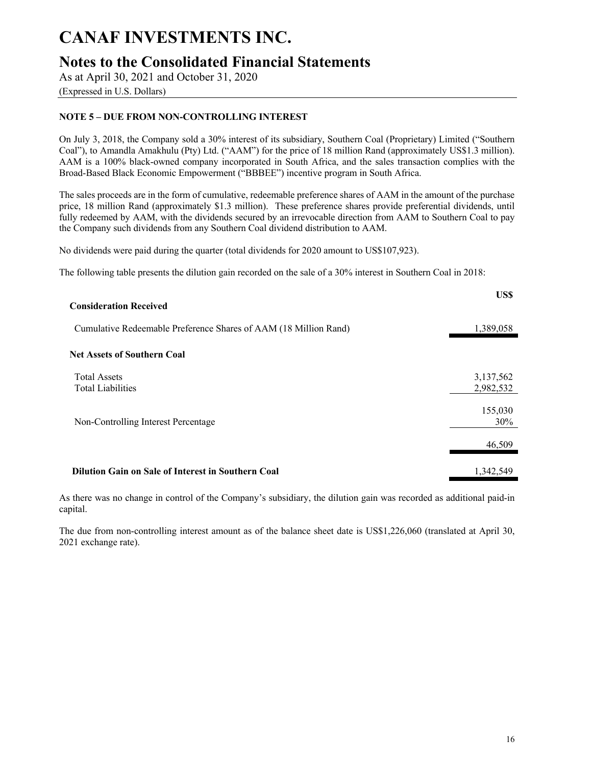# CANAF INVESTMENTS INC.

## Notes to the Consolidated Financial Statements

As at April 30, 2021 and October 31, 2020

(Expressed in U.S. Dollars)

### NOTE 5 – DUE FROM NON-CONTROLLING INTEREST

On July 3, 2018, the Company sold a 30% interest of its subsidiary, Southern Coal (Proprietary) Limited ("Southern Coal"), to Amandla Amakhulu (Pty) Ltd. ("AAM") for the price of 18 million Rand (approximately US$1.3 million). AAM is a 100% black-owned company incorporated in South Africa, and the sales transaction complies with the Broad-Based Black Economic Empowerment ("BBBEE") incentive program in South Africa.

The sales proceeds are in the form of cumulative, redeemable preference shares of AAM in the amount of the purchase price, 18 million Rand (approximately $1.3 million). These preference shares provide preferential dividends, until fully redeemed by AAM, with the dividends secured by an irrevocable direction from AAM to Southern Coal to pay the Company such dividends from any Southern Coal dividend distribution to AAM.

No dividends were paid during the quarter (total dividends for 2020 amount to US$107,923).

The following table presents the dilution gain recorded on the sale of a 30% interest in Southern Coal in 2018:

| | US$ |
|---|---|
| **Consideration Received** | |
| Cumulative Redeemable Preference Shares of AAM (18 Million Rand) | 1,389,058 |
| **Net Assets of Southern Coal** | |
| Total Assets | 3,137,562 |
| Total Liabilities | 2,982,532 |
| | 155,030 |
| Non-Controlling Interest Percentage | 30% |
| | 46,509 |
| **Dilution Gain on Sale of Interest in Southern Coal** | 1,342,549 |

As there was no change in control of the Company's subsidiary, the dilution gain was recorded as additional paid-in capital.

The due from non-controlling interest amount as of the balance sheet date is US$1,226,060 (translated at April 30, 2021 exchange rate).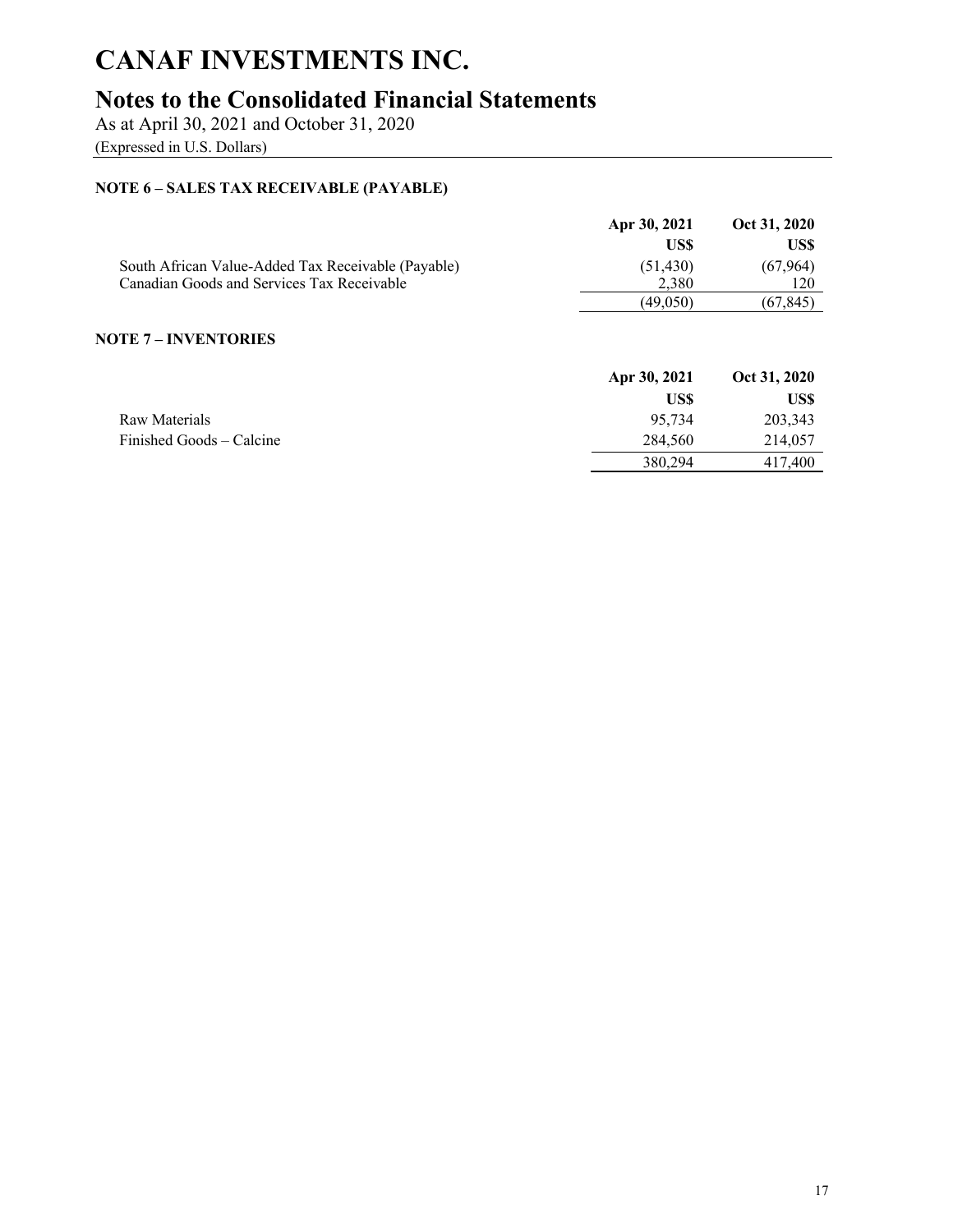# CANAF INVESTMENTS INC.

## Notes to the Consolidated Financial Statements

As at April 30, 2021 and October 31, 2020

(Expressed in U.S. Dollars)

### NOTE 6 – SALES TAX RECEIVABLE (PAYABLE)

| | Apr 30, 2021 | Oct 31, 2020 |
|---|---|---|
| | US$ | US$ |
| South African Value-Added Tax Receivable (Payable) | (51,430) | (67,964) |
| Canadian Goods and Services Tax Receivable | 2,380 | 120 |
| | (49,050) | (67,845) |

### NOTE 7 – INVENTORIES

| | Apr 30, 2021 | Oct 31, 2020 |
|---|---|---|
| | US$ | US$ |
| Raw Materials | 95,734 | 203,343 |
| Finished Goods – Calcine | 284,560 | 214,057 |
| | 380,294 | 417,400 |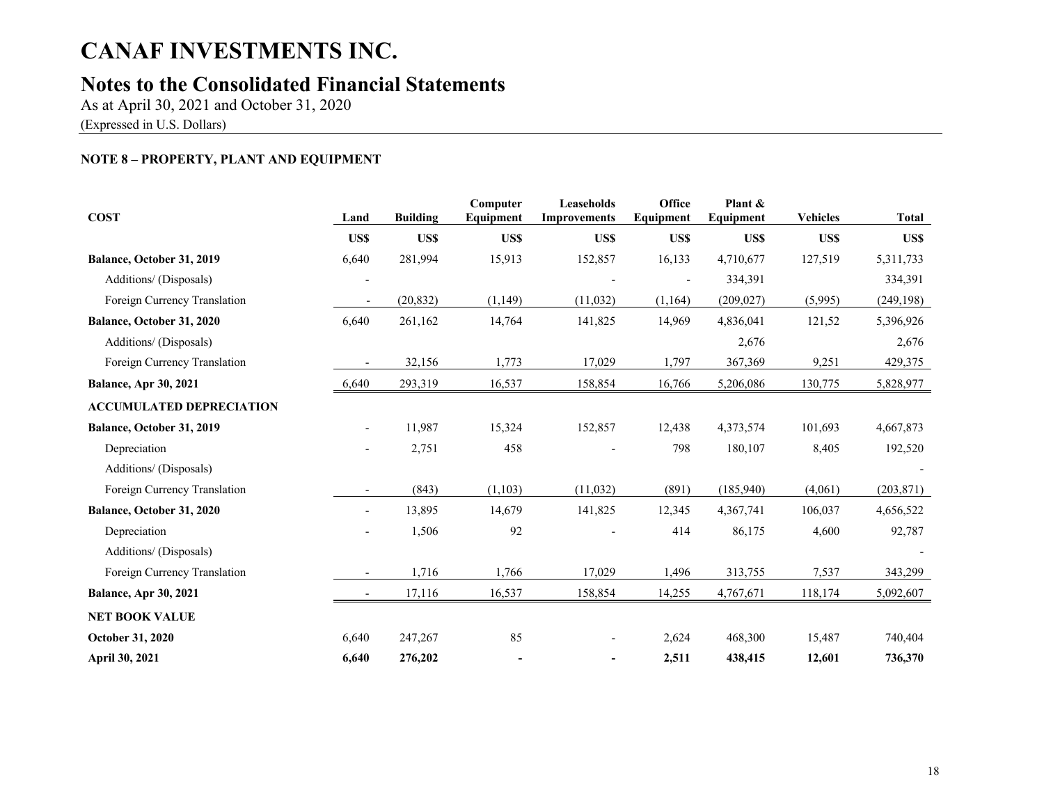# CANAF INVESTMENTS INC.

## Notes to the Consolidated Financial Statements

As at April 30, 2021 and October 31, 2020

(Expressed in U.S. Dollars)

### NOTE 8 – PROPERTY, PLANT AND EQUIPMENT

| COST | Land | Building | Computer Equipment | Leaseholds Improvements | Office Equipment | Plant & Equipment | Vehicles | Total |
|---|---|---|---|---|---|---|---|---|
| | US$ | US$ | US$ | US$ | US$ | US$ | US$ | US$ |
| **Balance, October 31, 2019** | 6,640 | 281,994 | 15,913 | 152,857 | 16,133 | 4,710,677 | 127,519 | 5,311,733 |
| Additions/ (Disposals) | - | | | - | - | 334,391 | | 334,391 |
| Foreign Currency Translation | - | (20,832) | (1,149) | (11,032) | (1,164) | (209,027) | (5,995) | (249,198) |
| **Balance, October 31, 2020** | 6,640 | 261,162 | 14,764 | 141,825 | 14,969 | 4,836,041 | 121,52 | 5,396,926 |
| Additions/ (Disposals) | | | | | | 2,676 | | 2,676 |
| Foreign Currency Translation | - | 32,156 | 1,773 | 17,029 | 1,797 | 367,369 | 9,251 | 429,375 |
| **Balance, Apr 30, 2021** | 6,640 | 293,319 | 16,537 | 158,854 | 16,766 | 5,206,086 | 130,775 | 5,828,977 |
| **ACCUMULATED DEPRECIATION** | | | | | | | | |
| **Balance, October 31, 2019** | - | 11,987 | 15,324 | 152,857 | 12,438 | 4,373,574 | 101,693 | 4,667,873 |
| Depreciation | - | 2,751 | 458 | - | 798 | 180,107 | 8,405 | 192,520 |
| Additions/ (Disposals) | | | | | | | | - |
| Foreign Currency Translation | - | (843) | (1,103) | (11,032) | (891) | (185,940) | (4,061) | (203,871) |
| **Balance, October 31, 2020** | - | 13,895 | 14,679 | 141,825 | 12,345 | 4,367,741 | 106,037 | 4,656,522 |
| Depreciation | - | 1,506 | 92 | - | 414 | 86,175 | 4,600 | 92,787 |
| Additions/ (Disposals) | | | | | | | | - |
| Foreign Currency Translation | - | 1,716 | 1,766 | 17,029 | 1,496 | 313,755 | 7,537 | 343,299 |
| **Balance, Apr 30, 2021** | - | 17,116 | 16,537 | 158,854 | 14,255 | 4,767,671 | 118,174 | 5,092,607 |
| **NET BOOK VALUE** | | | | | | | | |
| **October 31, 2020** | 6,640 | 247,267 | 85 | - | 2,624 | 468,300 | 15,487 | 740,404 |
| **April 30, 2021** | **6,640** | **276,202** | **-** | **-** | **2,511** | **438,415** | **12,601** | **736,370** |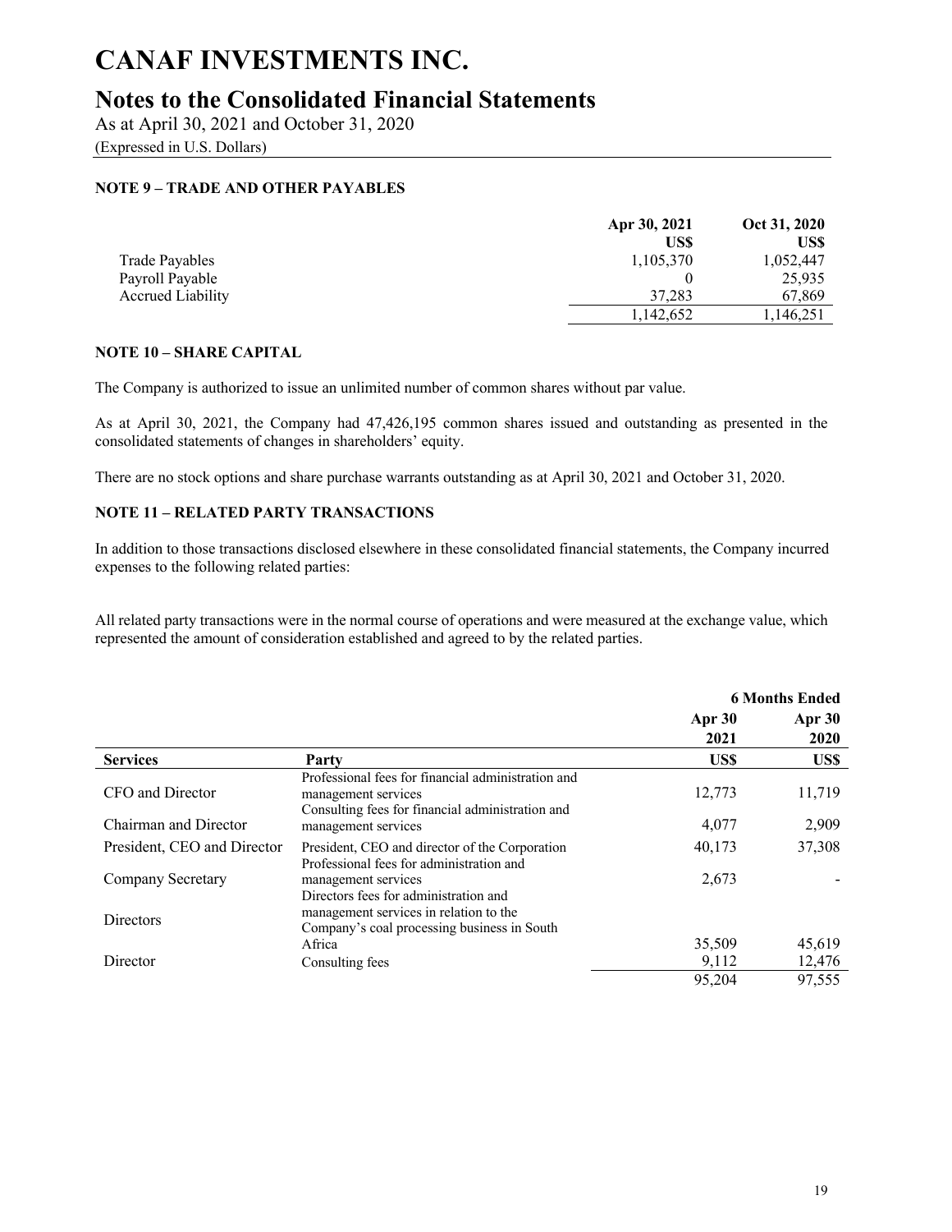# CANAF INVESTMENTS INC.

## Notes to the Consolidated Financial Statements

As at April 30, 2021 and October 31, 2020

(Expressed in U.S. Dollars)

### NOTE 9 – TRADE AND OTHER PAYABLES

| | Apr 30, 2021 | Oct 31, 2020 |
|---|---|---|
| | US$ | US$ |
| Trade Payables | 1,105,370 | 1,052,447 |
| Payroll Payable | 0 | 25,935 |
| Accrued Liability | 37,283 | 67,869 |
| | 1,142,652 | 1,146,251 |

### NOTE 10 – SHARE CAPITAL

The Company is authorized to issue an unlimited number of common shares without par value.

As at April 30, 2021, the Company had 47,426,195 common shares issued and outstanding as presented in the consolidated statements of changes in shareholders' equity.

There are no stock options and share purchase warrants outstanding as at April 30, 2021 and October 31, 2020.

### NOTE 11 – RELATED PARTY TRANSACTIONS

In addition to those transactions disclosed elsewhere in these consolidated financial statements, the Company incurred expenses to the following related parties:

All related party transactions were in the normal course of operations and were measured at the exchange value, which represented the amount of consideration established and agreed to by the related parties.

| | | 6 Months Ended | |
|---|---|---|---|
| | | Apr 30 2021 | Apr 30 2020 |
| **Services** | **Party** | **US$** | **US$** |
| CFO and Director | Professional fees for financial administration and management services | 12,773 | 11,719 |
| Chairman and Director | Consulting fees for financial administration and management services | 4,077 | 2,909 |
| President, CEO and Director | President, CEO and director of the Corporation | 40,173 | 37,308 |
| Company Secretary | Professional fees for administration and management services | 2,673 | - |
| Directors | Directors fees for administration and management services in relation to the Company's coal processing business in South Africa | 35,509 | 45,619 |
| Director | Consulting fees | 9,112 | 12,476 |
| | | 95,204 | 97,555 |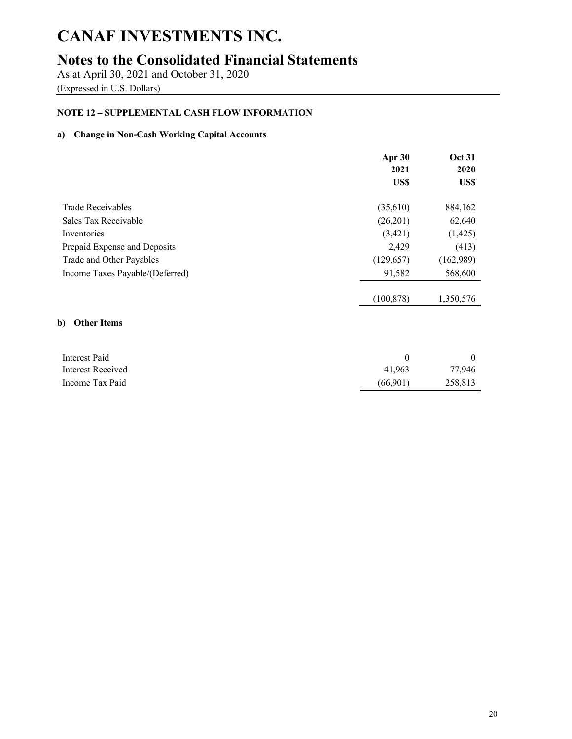# CANAF INVESTMENTS INC.

## Notes to the Consolidated Financial Statements

As at April 30, 2021 and October 31, 2020

(Expressed in U.S. Dollars)

**NOTE 12 – SUPPLEMENTAL CASH FLOW INFORMATION**

**a) Change in Non-Cash Working Capital Accounts**

| | Apr 30 2021 US$ | Oct 31 2020 US$ |
|---|---|---|
| Trade Receivables | (35,610) | 884,162 |
| Sales Tax Receivable | (26,201) | 62,640 |
| Inventories | (3,421) | (1,425) |
| Prepaid Expense and Deposits | 2,429 | (413) |
| Trade and Other Payables | (129,657) | (162,989) |
| Income Taxes Payable/(Deferred) | 91,582 | 568,600 |
| | (100,878) | 1,350,576 |

**b) Other Items**

| | Apr 30 2021 US$ | Oct 31 2020 US$ |
|---|---|---|
| Interest Paid | 0 | 0 |
| Interest Received | 41,963 | 77,946 |
| Income Tax Paid | (66,901) | 258,813 |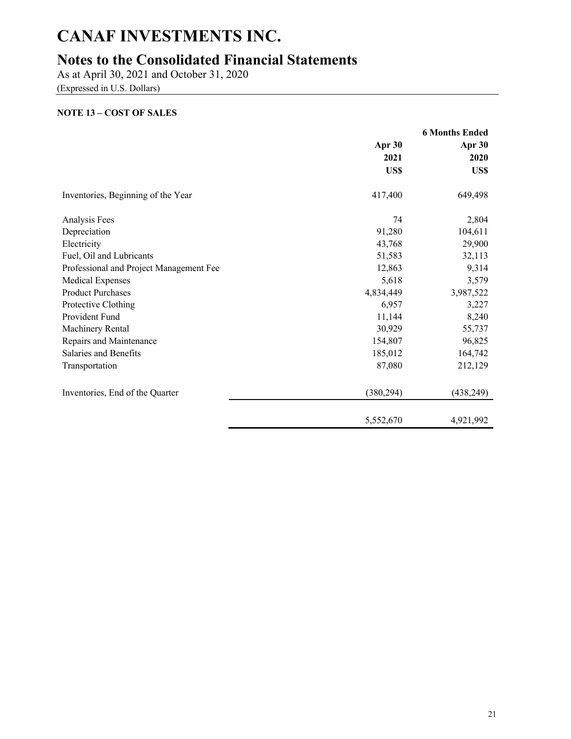# CANAF INVESTMENTS INC.

## Notes to the Consolidated Financial Statements

As at April 30, 2021 and October 31, 2020

(Expressed in U.S. Dollars)

**NOTE 13 – COST OF SALES**

| | | **6 Months Ended** |
|---|---|---|
| | **Apr 30 2021 US$** | **Apr 30 2020 US$** |
| Inventories, Beginning of the Year | 417,400 | 649,498 |
| Analysis Fees | 74 | 2,804 |
| Depreciation | 91,280 | 104,611 |
| Electricity | 43,768 | 29,900 |
| Fuel, Oil and Lubricants | 51,583 | 32,113 |
| Professional and Project Management Fee | 12,863 | 9,314 |
| Medical Expenses | 5,618 | 3,579 |
| Product Purchases | 4,834,449 | 3,987,522 |
| Protective Clothing | 6,957 | 3,227 |
| Provident Fund | 11,144 | 8,240 |
| Machinery Rental | 30,929 | 55,737 |
| Repairs and Maintenance | 154,807 | 96,825 |
| Salaries and Benefits | 185,012 | 164,742 |
| Transportation | 87,080 | 212,129 |
| Inventories, End of the Quarter | (380,294) | (438,249) |
| | 5,552,670 | 4,921,992 |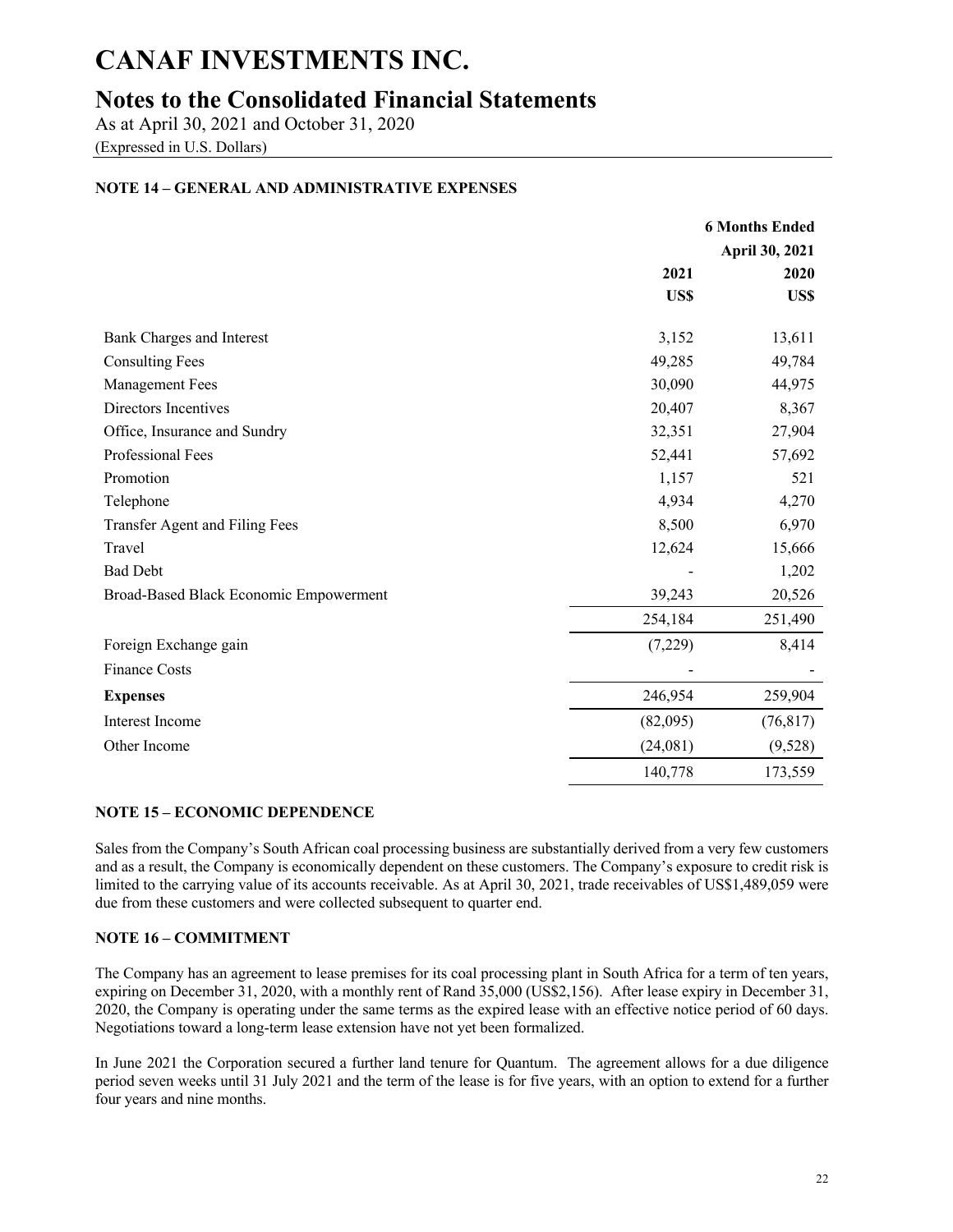# CANAF INVESTMENTS INC.

## Notes to the Consolidated Financial Statements

As at April 30, 2021 and October 31, 2020

(Expressed in U.S. Dollars)

**NOTE 14 – GENERAL AND ADMINISTRATIVE EXPENSES**

| | 6 Months Ended | |
|---|---|---|
| | April 30, 2021 | |
| | **2021** | **2020** |
| | **US$** | **US$** |
| Bank Charges and Interest | 3,152 | 13,611 |
| Consulting Fees | 49,285 | 49,784 |
| Management Fees | 30,090 | 44,975 |
| Directors Incentives | 20,407 | 8,367 |
| Office, Insurance and Sundry | 32,351 | 27,904 |
| Professional Fees | 52,441 | 57,692 |
| Promotion | 1,157 | 521 |
| Telephone | 4,934 | 4,270 |
| Transfer Agent and Filing Fees | 8,500 | 6,970 |
| Travel | 12,624 | 15,666 |
| Bad Debt | - | 1,202 |
| Broad-Based Black Economic Empowerment | 39,243 | 20,526 |
| | 254,184 | 251,490 |
| Foreign Exchange gain | (7,229) | 8,414 |
| Finance Costs | - | - |
| **Expenses** | 246,954 | 259,904 |
| Interest Income | (82,095) | (76,817) |
| Other Income | (24,081) | (9,528) |
| | 140,778 | 173,559 |

**NOTE 15 – ECONOMIC DEPENDENCE**

Sales from the Company's South African coal processing business are substantially derived from a very few customers and as a result, the Company is economically dependent on these customers. The Company's exposure to credit risk is limited to the carrying value of its accounts receivable. As at April 30, 2021, trade receivables of US$1,489,059 were due from these customers and were collected subsequent to quarter end.

**NOTE 16 – COMMITMENT**

The Company has an agreement to lease premises for its coal processing plant in South Africa for a term of ten years, expiring on December 31, 2020, with a monthly rent of Rand 35,000 (US$2,156). After lease expiry in December 31, 2020, the Company is operating under the same terms as the expired lease with an effective notice period of 60 days. Negotiations toward a long-term lease extension have not yet been formalized.

In June 2021 the Corporation secured a further land tenure for Quantum. The agreement allows for a due diligence period seven weeks until 31 July 2021 and the term of the lease is for five years, with an option to extend for a further four years and nine months.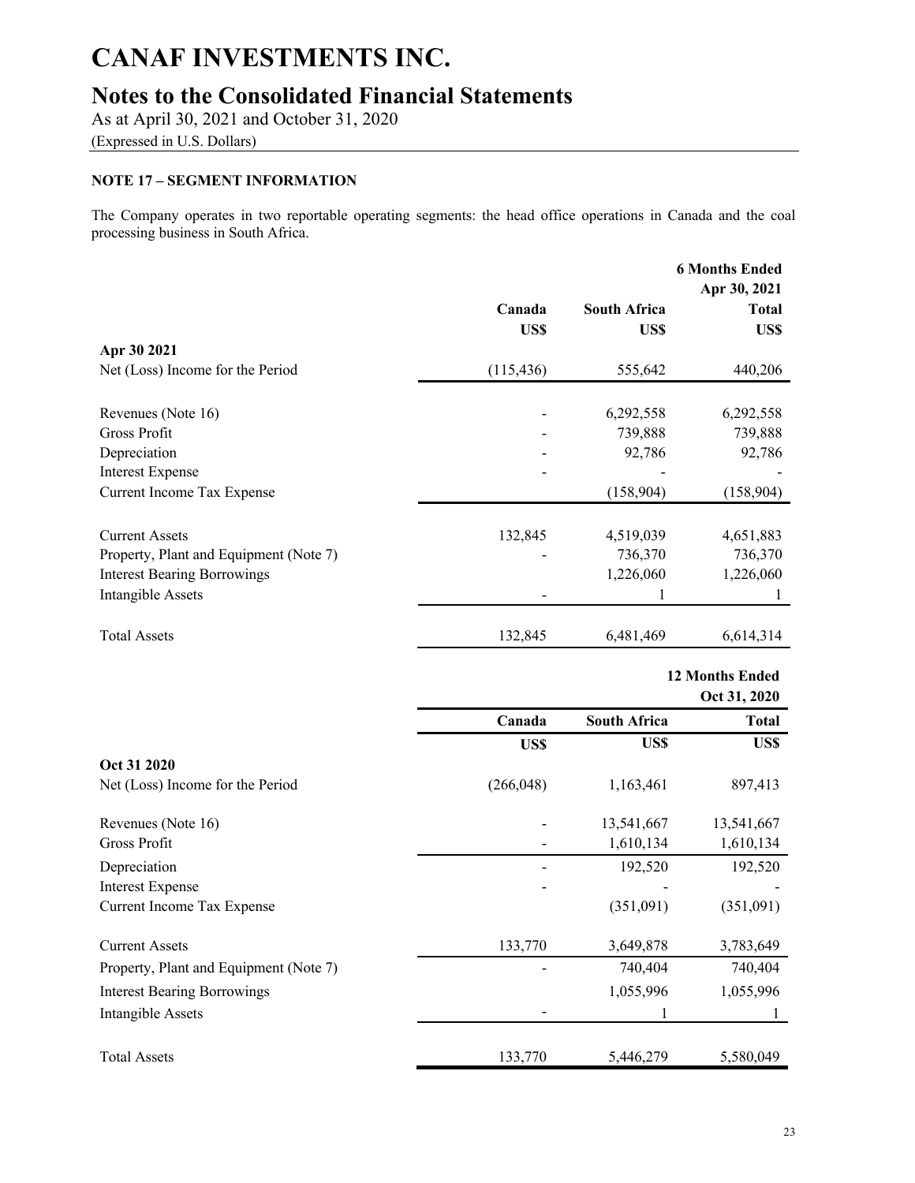# CANAF INVESTMENTS INC.

## Notes to the Consolidated Financial Statements

As at April 30, 2021 and October 31, 2020

(Expressed in U.S. Dollars)

**NOTE 17 – SEGMENT INFORMATION**

The Company operates in two reportable operating segments: the head office operations in Canada and the coal processing business in South Africa.

| | Canada | South Africa | 6 Months Ended Apr 30, 2021 Total |
|---|---|---|---|
| | US$ | US$ | US$ |
| **Apr 30 2021** | | | |
| Net (Loss) Income for the Period | (115,436) | 555,642 | 440,206 |
| Revenues (Note 16) | - | 6,292,558 | 6,292,558 |
| Gross Profit | - | 739,888 | 739,888 |
| Depreciation | - | 92,786 | 92,786 |
| Interest Expense | - | - | - |
| Current Income Tax Expense | | (158,904) | (158,904) |
| Current Assets | 132,845 | 4,519,039 | 4,651,883 |
| Property, Plant and Equipment (Note 7) | - | 736,370 | 736,370 |
| Interest Bearing Borrowings | | 1,226,060 | 1,226,060 |
| Intangible Assets | - | 1 | 1 |
| Total Assets | 132,845 | 6,481,469 | 6,614,314 |

| | Canada | South Africa | 12 Months Ended Oct 31, 2020 Total |
|---|---|---|---|
| | US$ | US$ | US$ |
| **Oct 31 2020** | | | |
| Net (Loss) Income for the Period | (266,048) | 1,163,461 | 897,413 |
| Revenues (Note 16) | - | 13,541,667 | 13,541,667 |
| Gross Profit | - | 1,610,134 | 1,610,134 |
| Depreciation | - | 192,520 | 192,520 |
| Interest Expense | - | - | - |
| Current Income Tax Expense | | (351,091) | (351,091) |
| Current Assets | 133,770 | 3,649,878 | 3,783,649 |
| Property, Plant and Equipment (Note 7) | - | 740,404 | 740,404 |
| Interest Bearing Borrowings | | 1,055,996 | 1,055,996 |
| Intangible Assets | - | 1 | 1 |
| Total Assets | 133,770 | 5,446,279 | 5,580,049 |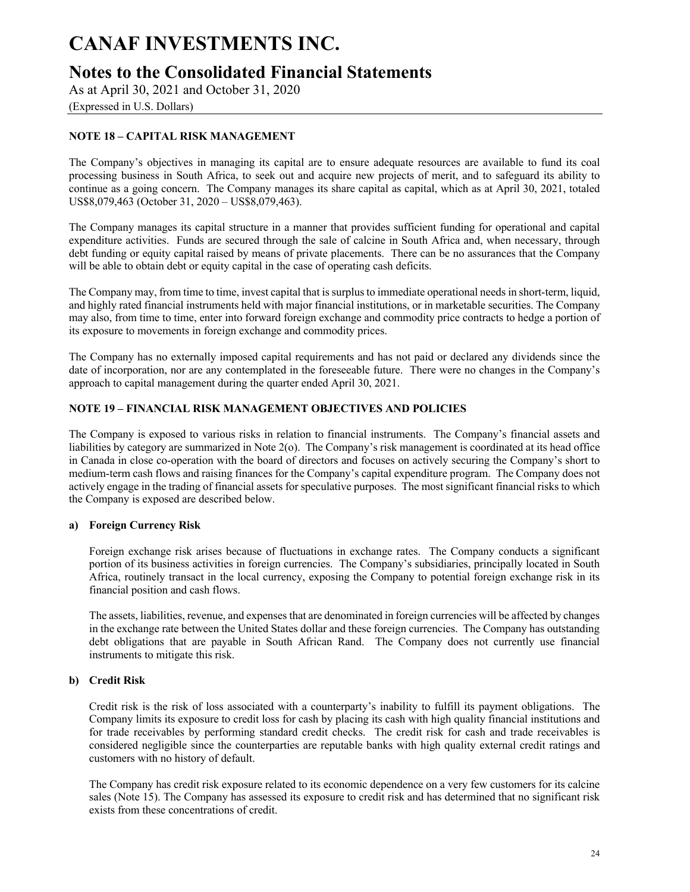# CANAF INVESTMENTS INC.

## Notes to the Consolidated Financial Statements

As at April 30, 2021 and October 31, 2020

(Expressed in U.S. Dollars)

### NOTE 18 – CAPITAL RISK MANAGEMENT

The Company's objectives in managing its capital are to ensure adequate resources are available to fund its coal processing business in South Africa, to seek out and acquire new projects of merit, and to safeguard its ability to continue as a going concern. The Company manages its share capital as capital, which as at April 30, 2021, totaled US$8,079,463 (October 31, 2020 – US$8,079,463).

The Company manages its capital structure in a manner that provides sufficient funding for operational and capital expenditure activities. Funds are secured through the sale of calcine in South Africa and, when necessary, through debt funding or equity capital raised by means of private placements. There can be no assurances that the Company will be able to obtain debt or equity capital in the case of operating cash deficits.

The Company may, from time to time, invest capital that is surplus to immediate operational needs in short-term, liquid, and highly rated financial instruments held with major financial institutions, or in marketable securities. The Company may also, from time to time, enter into forward foreign exchange and commodity price contracts to hedge a portion of its exposure to movements in foreign exchange and commodity prices.

The Company has no externally imposed capital requirements and has not paid or declared any dividends since the date of incorporation, nor are any contemplated in the foreseeable future. There were no changes in the Company's approach to capital management during the quarter ended April 30, 2021.

### NOTE 19 – FINANCIAL RISK MANAGEMENT OBJECTIVES AND POLICIES

The Company is exposed to various risks in relation to financial instruments. The Company's financial assets and liabilities by category are summarized in Note 2(o). The Company's risk management is coordinated at its head office in Canada in close co-operation with the board of directors and focuses on actively securing the Company's short to medium-term cash flows and raising finances for the Company's capital expenditure program. The Company does not actively engage in the trading of financial assets for speculative purposes. The most significant financial risks to which the Company is exposed are described below.

**a) Foreign Currency Risk**

Foreign exchange risk arises because of fluctuations in exchange rates. The Company conducts a significant portion of its business activities in foreign currencies. The Company's subsidiaries, principally located in South Africa, routinely transact in the local currency, exposing the Company to potential foreign exchange risk in its financial position and cash flows.

The assets, liabilities, revenue, and expenses that are denominated in foreign currencies will be affected by changes in the exchange rate between the United States dollar and these foreign currencies. The Company has outstanding debt obligations that are payable in South African Rand. The Company does not currently use financial instruments to mitigate this risk.

**b) Credit Risk**

Credit risk is the risk of loss associated with a counterparty's inability to fulfill its payment obligations. The Company limits its exposure to credit loss for cash by placing its cash with high quality financial institutions and for trade receivables by performing standard credit checks. The credit risk for cash and trade receivables is considered negligible since the counterparties are reputable banks with high quality external credit ratings and customers with no history of default.

The Company has credit risk exposure related to its economic dependence on a very few customers for its calcine sales (Note 15). The Company has assessed its exposure to credit risk and has determined that no significant risk exists from these concentrations of credit.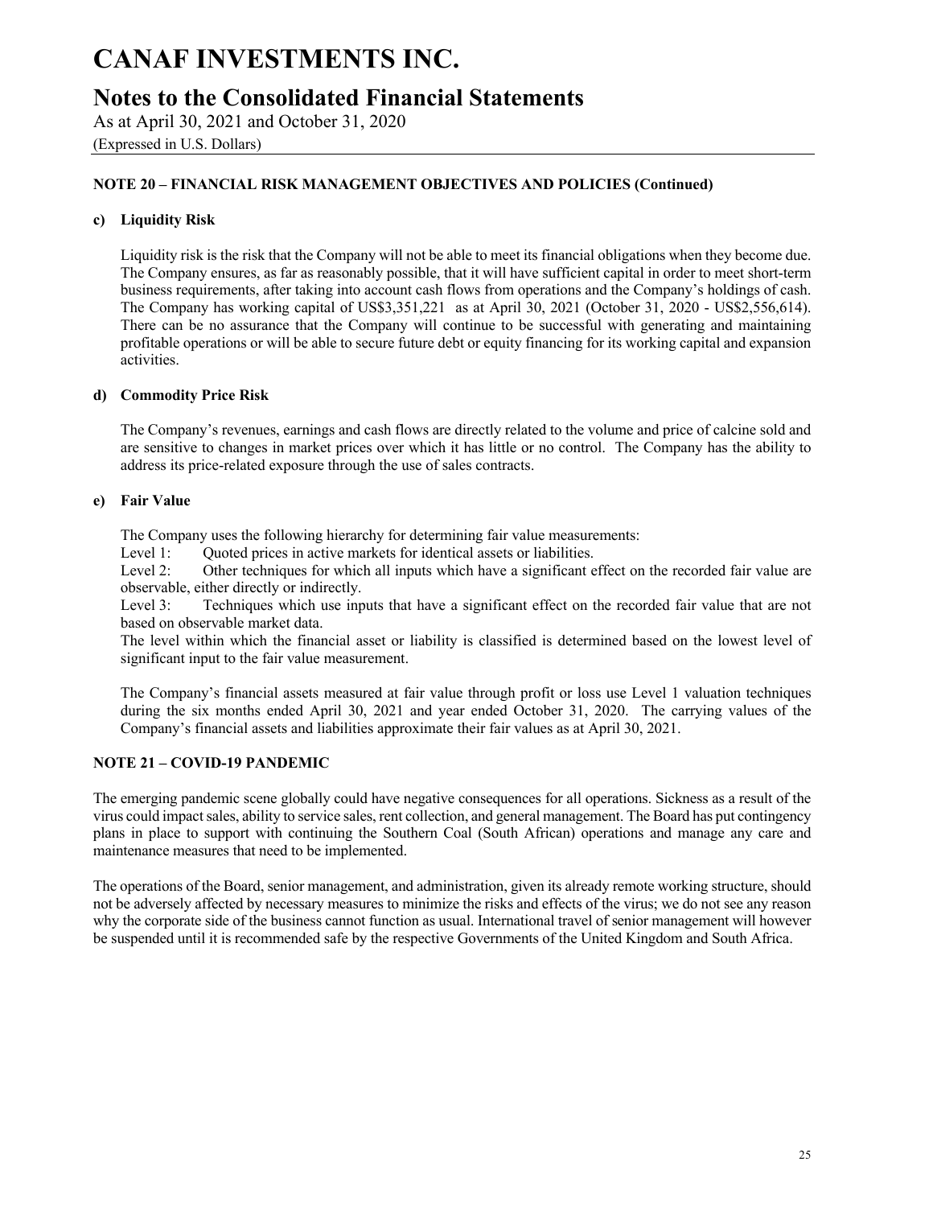# CANAF INVESTMENTS INC.

## Notes to the Consolidated Financial Statements

As at April 30, 2021 and October 31, 2020

(Expressed in U.S. Dollars)

### NOTE 20 – FINANCIAL RISK MANAGEMENT OBJECTIVES AND POLICIES (Continued)

#### c) Liquidity Risk

Liquidity risk is the risk that the Company will not be able to meet its financial obligations when they become due. The Company ensures, as far as reasonably possible, that it will have sufficient capital in order to meet short-term business requirements, after taking into account cash flows from operations and the Company's holdings of cash. The Company has working capital of US$3,351,221 as at April 30, 2021 (October 31, 2020 - US$2,556,614). There can be no assurance that the Company will continue to be successful with generating and maintaining profitable operations or will be able to secure future debt or equity financing for its working capital and expansion activities.

#### d) Commodity Price Risk

The Company's revenues, earnings and cash flows are directly related to the volume and price of calcine sold and are sensitive to changes in market prices over which it has little or no control. The Company has the ability to address its price-related exposure through the use of sales contracts.

#### e) Fair Value

The Company uses the following hierarchy for determining fair value measurements:

Level 1: Quoted prices in active markets for identical assets or liabilities.

Level 2: Other techniques for which all inputs which have a significant effect on the recorded fair value are observable, either directly or indirectly.

Level 3: Techniques which use inputs that have a significant effect on the recorded fair value that are not based on observable market data.

The level within which the financial asset or liability is classified is determined based on the lowest level of significant input to the fair value measurement.

The Company's financial assets measured at fair value through profit or loss use Level 1 valuation techniques during the six months ended April 30, 2021 and year ended October 31, 2020. The carrying values of the Company's financial assets and liabilities approximate their fair values as at April 30, 2021.

### NOTE 21 – COVID-19 PANDEMIC

The emerging pandemic scene globally could have negative consequences for all operations. Sickness as a result of the virus could impact sales, ability to service sales, rent collection, and general management. The Board has put contingency plans in place to support with continuing the Southern Coal (South African) operations and manage any care and maintenance measures that need to be implemented.

The operations of the Board, senior management, and administration, given its already remote working structure, should not be adversely affected by necessary measures to minimize the risks and effects of the virus; we do not see any reason why the corporate side of the business cannot function as usual. International travel of senior management will however be suspended until it is recommended safe by the respective Governments of the United Kingdom and South Africa.